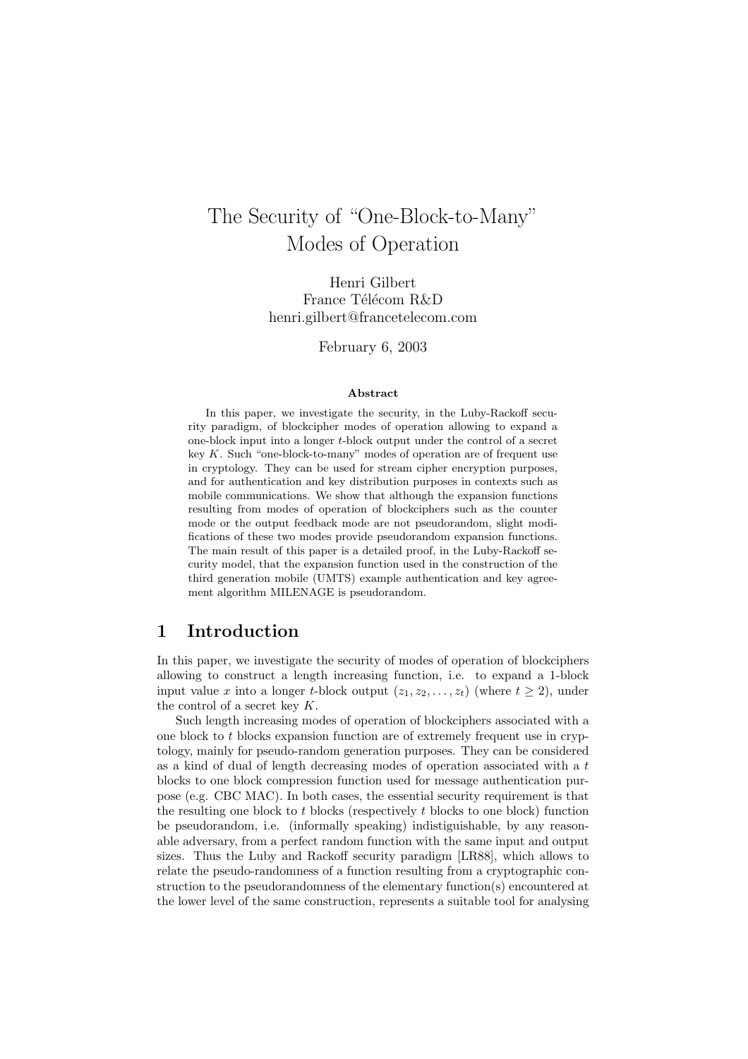# The Security of "One-Block-to-Many" Modes of Operation

Henri Gilbert
France Télécom R&D
henri.gilbert@francetelecom.com

February 6, 2003

**Abstract**

In this paper, we investigate the security, in the Luby-Rackoff security paradigm, of blockcipher modes of operation allowing to expand a one-block input into a longer $t$-block output under the control of a secret key $K$. Such "one-block-to-many" modes of operation are of frequent use in cryptology. They can be used for stream cipher encryption purposes, and for authentication and key distribution purposes in contexts such as mobile communications. We show that although the expansion functions resulting from modes of operation of blockciphers such as the counter mode or the output feedback mode are not pseudorandom, slight modifications of these two modes provide pseudorandom expansion functions. The main result of this paper is a detailed proof, in the Luby-Rackoff security model, that the expansion function used in the construction of the third generation mobile (UMTS) example authentication and key agreement algorithm MILENAGE is pseudorandom.

## 1 Introduction

In this paper, we investigate the security of modes of operation of blockciphers allowing to construct a length increasing function, i.e. to expand a 1-block input value $x$ into a longer $t$-block output $(z_1, z_2, \ldots, z_t)$ (where $t \geq 2$), under the control of a secret key $K$.

Such length increasing modes of operation of blockciphers associated with a one block to $t$ blocks expansion function are of extremely frequent use in cryptology, mainly for pseudo-random generation purposes. They can be considered as a kind of dual of length decreasing modes of operation associated with a $t$ blocks to one block compression function used for message authentication purpose (e.g. CBC MAC). In both cases, the essential security requirement is that the resulting one block to $t$ blocks (respectively $t$ blocks to one block) function be pseudorandom, i.e. (informally speaking) indistiguishable, by any reasonable adversary, from a perfect random function with the same input and output sizes. Thus the Luby and Rackoff security paradigm [LR88], which allows to relate the pseudo-randomness of a function resulting from a cryptographic construction to the pseudorandomness of the elementary function(s) encountered at the lower level of the same construction, represents a suitable tool for analysing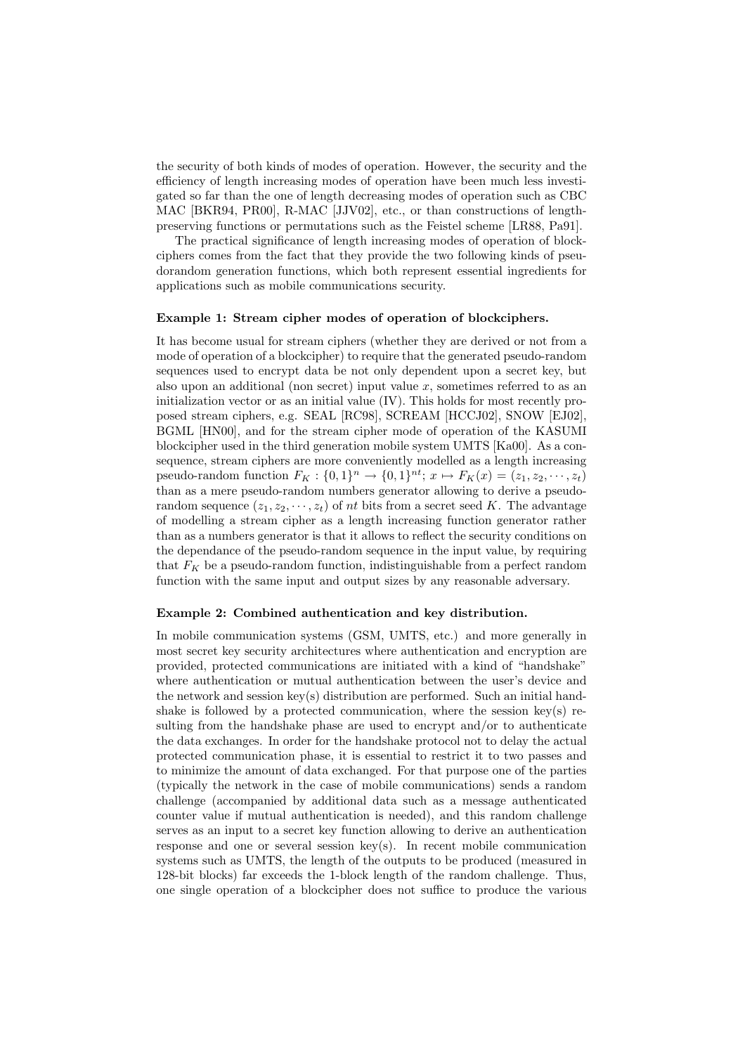the security of both kinds of modes of operation. However, the security and the efficiency of length increasing modes of operation have been much less investigated so far than the one of length decreasing modes of operation such as CBC MAC [BKR94, PR00], R-MAC [JJV02], etc., or than constructions of length-preserving functions or permutations such as the Feistel scheme [LR88, Pa91].

The practical significance of length increasing modes of operation of blockciphers comes from the fact that they provide the two following kinds of pseudorandom generation functions, which both represent essential ingredients for applications such as mobile communications security.

**Example 1: Stream cipher modes of operation of blockciphers.**

It has become usual for stream ciphers (whether they are derived or not from a mode of operation of a blockcipher) to require that the generated pseudo-random sequences used to encrypt data be not only dependent upon a secret key, but also upon an additional (non secret) input value $x$, sometimes referred to as an initialization vector or as an initial value (IV). This holds for most recently proposed stream ciphers, e.g. SEAL [RC98], SCREAM [HCCJ02], SNOW [EJ02], BGML [HN00], and for the stream cipher mode of operation of the KASUMI blockcipher used in the third generation mobile system UMTS [Ka00]. As a consequence, stream ciphers are more conveniently modelled as a length increasing pseudo-random function $F_K : \{0,1\}^n \rightarrow \{0,1\}^{nt}$; $x \mapsto F_K(x) = (z_1, z_2, \cdots, z_t)$ than as a mere pseudo-random numbers generator allowing to derive a pseudo-random sequence $(z_1, z_2, \cdots, z_t)$ of $nt$ bits from a secret seed $K$. The advantage of modelling a stream cipher as a length increasing function generator rather than as a numbers generator is that it allows to reflect the security conditions on the dependance of the pseudo-random sequence in the input value, by requiring that $F_K$ be a pseudo-random function, indistinguishable from a perfect random function with the same input and output sizes by any reasonable adversary.

**Example 2: Combined authentication and key distribution.**

In mobile communication systems (GSM, UMTS, etc.) and more generally in most secret key security architectures where authentication and encryption are provided, protected communications are initiated with a kind of "handshake" where authentication or mutual authentication between the user's device and the network and session key(s) distribution are performed. Such an initial handshake is followed by a protected communication, where the session key(s) resulting from the handshake phase are used to encrypt and/or to authenticate the data exchanges. In order for the handshake protocol not to delay the actual protected communication phase, it is essential to restrict it to two passes and to minimize the amount of data exchanged. For that purpose one of the parties (typically the network in the case of mobile communications) sends a random challenge (accompanied by additional data such as a message authenticated counter value if mutual authentication is needed), and this random challenge serves as an input to a secret key function allowing to derive an authentication response and one or several session key(s). In recent mobile communication systems such as UMTS, the length of the outputs to be produced (measured in 128-bit blocks) far exceeds the 1-block length of the random challenge. Thus, one single operation of a blockcipher does not suffice to produce the various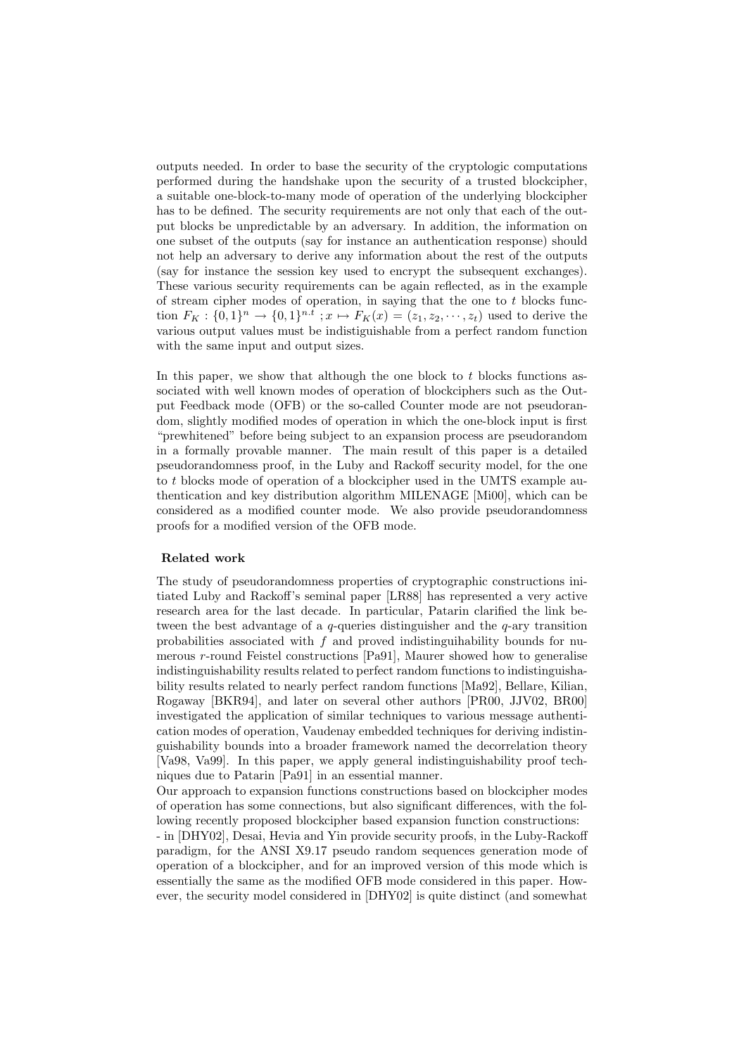outputs needed. In order to base the security of the cryptologic computations performed during the handshake upon the security of a trusted blockcipher, a suitable one-block-to-many mode of operation of the underlying blockcipher has to be defined. The security requirements are not only that each of the output blocks be unpredictable by an adversary. In addition, the information on one subset of the outputs (say for instance an authentication response) should not help an adversary to derive any information about the rest of the outputs (say for instance the session key used to encrypt the subsequent exchanges). These various security requirements can be again reflected, as in the example of stream cipher modes of operation, in saying that the one to $t$ blocks function $F_K : \{0,1\}^n \rightarrow \{0,1\}^{n.t}$ ; $x \mapsto F_K(x) = (z_1, z_2, \cdots, z_t)$ used to derive the various output values must be indistiguishable from a perfect random function with the same input and output sizes.

In this paper, we show that although the one block to $t$ blocks functions associated with well known modes of operation of blockciphers such as the Output Feedback mode (OFB) or the so-called Counter mode are not pseudorandom, slightly modified modes of operation in which the one-block input is first "prewhitened" before being subject to an expansion process are pseudorandom in a formally provable manner. The main result of this paper is a detailed pseudorandomness proof, in the Luby and Rackoff security model, for the one to $t$ blocks mode of operation of a blockcipher used in the UMTS example authentication and key distribution algorithm MILENAGE [Mi00], which can be considered as a modified counter mode. We also provide pseudorandomness proofs for a modified version of the OFB mode.

**Related work**

The study of pseudorandomness properties of cryptographic constructions initiated Luby and Rackoff's seminal paper [LR88] has represented a very active research area for the last decade. In particular, Patarin clarified the link between the best advantage of a $q$-queries distinguisher and the $q$-ary transition probabilities associated with $f$ and proved indistinguihability bounds for numerous $r$-round Feistel constructions [Pa91], Maurer showed how to generalise indistinguishability results related to perfect random functions to indistinguishability results related to nearly perfect random functions [Ma92], Bellare, Kilian, Rogaway [BKR94], and later on several other authors [PR00, JJV02, BR00] investigated the application of similar techniques to various message authentication modes of operation, Vaudenay embedded techniques for deriving indistinguishability bounds into a broader framework named the decorrelation theory [Va98, Va99]. In this paper, we apply general indistinguishability proof techniques due to Patarin [Pa91] in an essential manner.
Our approach to expansion functions constructions based on blockcipher modes of operation has some connections, but also significant differences, with the following recently proposed blockcipher based expansion function constructions:
- in [DHY02], Desai, Hevia and Yin provide security proofs, in the Luby-Rackoff paradigm, for the ANSI X9.17 pseudo random sequences generation mode of operation of a blockcipher, and for an improved version of this mode which is essentially the same as the modified OFB mode considered in this paper. However, the security model considered in [DHY02] is quite distinct (and somewhat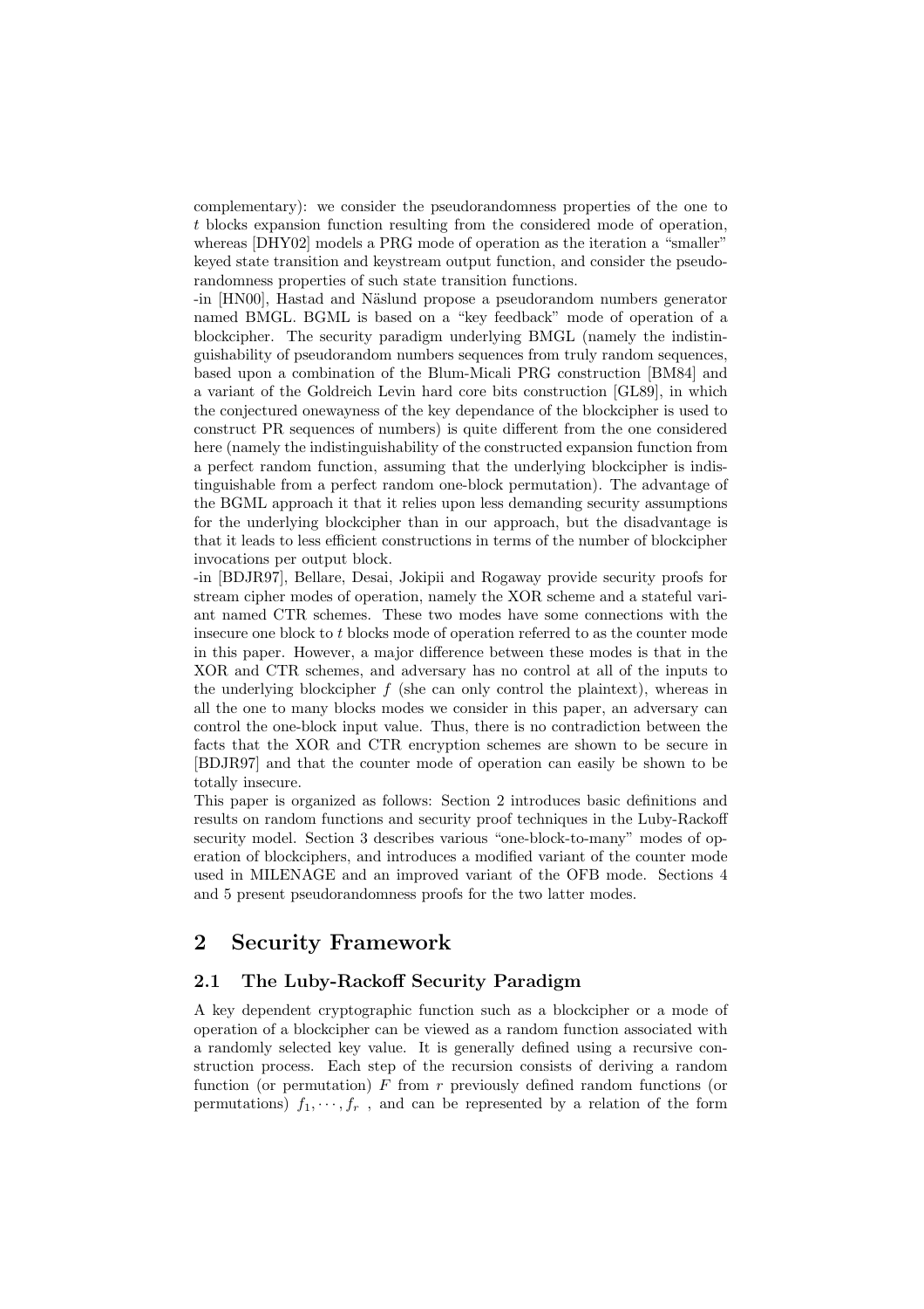complementary): we consider the pseudorandomness properties of the one to $t$ blocks expansion function resulting from the considered mode of operation, whereas [DHY02] models a PRG mode of operation as the iteration a "smaller" keyed state transition and keystream output function, and consider the pseudorandomness properties of such state transition functions.

-in [HN00], Hastad and Näslund propose a pseudorandom numbers generator named BMGL. BGML is based on a "key feedback" mode of operation of a blockcipher. The security paradigm underlying BMGL (namely the indistinguishability of pseudorandom numbers sequences from truly random sequences, based upon a combination of the Blum-Micali PRG construction [BM84] and a variant of the Goldreich Levin hard core bits construction [GL89], in which the conjectured onewayness of the key dependance of the blockcipher is used to construct PR sequences of numbers) is quite different from the one considered here (namely the indistinguishability of the constructed expansion function from a perfect random function, assuming that the underlying blockcipher is indistinguishable from a perfect random one-block permutation). The advantage of the BGML approach it that it relies upon less demanding security assumptions for the underlying blockcipher than in our approach, but the disadvantage is that it leads to less efficient constructions in terms of the number of blockcipher invocations per output block.

-in [BDJR97], Bellare, Desai, Jokipii and Rogaway provide security proofs for stream cipher modes of operation, namely the XOR scheme and a stateful variant named CTR schemes. These two modes have some connections with the insecure one block to $t$ blocks mode of operation referred to as the counter mode in this paper. However, a major difference between these modes is that in the XOR and CTR schemes, and adversary has no control at all of the inputs to the underlying blockcipher $f$ (she can only control the plaintext), whereas in all the one to many blocks modes we consider in this paper, an adversary can control the one-block input value. Thus, there is no contradiction between the facts that the XOR and CTR encryption schemes are shown to be secure in [BDJR97] and that the counter mode of operation can easily be shown to be totally insecure.

This paper is organized as follows: Section 2 introduces basic definitions and results on random functions and security proof techniques in the Luby-Rackoff security model. Section 3 describes various "one-block-to-many" modes of operation of blockciphers, and introduces a modified variant of the counter mode used in MILENAGE and an improved variant of the OFB mode. Sections 4 and 5 present pseudorandomness proofs for the two latter modes.

# 2 Security Framework

## 2.1 The Luby-Rackoff Security Paradigm

A key dependent cryptographic function such as a blockcipher or a mode of operation of a blockcipher can be viewed as a random function associated with a randomly selected key value. It is generally defined using a recursive construction process. Each step of the recursion consists of deriving a random function (or permutation) $F$ from $r$ previously defined random functions (or permutations) $f_1, \cdots, f_r$ , and can be represented by a relation of the form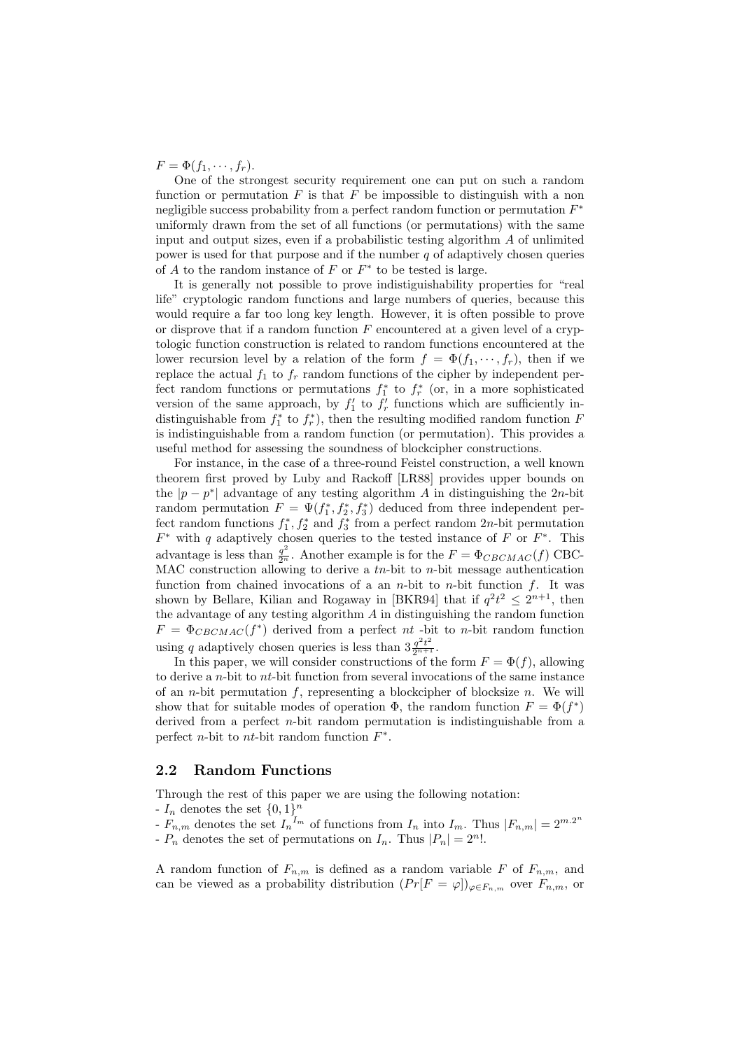$F = \Phi(f_1, \cdots, f_r)$.

One of the strongest security requirement one can put on such a random function or permutation $F$ is that $F$ be impossible to distinguish with a non negligible success probability from a perfect random function or permutation $F^*$ uniformly drawn from the set of all functions (or permutations) with the same input and output sizes, even if a probabilistic testing algorithm $A$ of unlimited power is used for that purpose and if the number $q$ of adaptively chosen queries of $A$ to the random instance of $F$ or $F^*$ to be tested is large.

It is generally not possible to prove indistiguishability properties for "real life" cryptologic random functions and large numbers of queries, because this would require a far too long key length. However, it is often possible to prove or disprove that if a random function $F$ encountered at a given level of a cryptologic function construction is related to random functions encountered at the lower recursion level by a relation of the form $f = \Phi(f_1, \cdots, f_r)$, then if we replace the actual $f_1$ to $f_r$ random functions of the cipher by independent perfect random functions or permutations $f_1^*$ to $f_r^*$ (or, in a more sophisticated version of the same approach, by $f'_1$ to $f'_r$ functions which are sufficiently indistinguishable from $f_1^*$ to $f_r^*$), then the resulting modified random function $F$ is indistinguishable from a random function (or permutation). This provides a useful method for assessing the soundness of blockcipher constructions.

For instance, in the case of a three-round Feistel construction, a well known theorem first proved by Luby and Rackoff [LR88] provides upper bounds on the $|p - p^*|$ advantage of any testing algorithm $A$ in distinguishing the $2n$-bit random permutation $F = \Psi(f_1^*, f_2^*, f_3^*)$ deduced from three independent perfect random functions $f_1^*, f_2^*$ and $f_3^*$ from a perfect random $2n$-bit permutation $F^*$ with $q$ adaptively chosen queries to the tested instance of $F$ or $F^*$. This advantage is less than $\frac{q^2}{2^n}$. Another example is for the $F = \Phi_{CBCMAC}(f)$ CBC-MAC construction allowing to derive a $tn$-bit to $n$-bit message authentication function from chained invocations of a an $n$-bit to $n$-bit function $f$. It was shown by Bellare, Kilian and Rogaway in [BKR94] that if $q^2t^2 \leq 2^{n+1}$, then the advantage of any testing algorithm $A$ in distinguishing the random function $F = \Phi_{CBCMAC}(f^*)$ derived from a perfect $nt$ -bit to $n$-bit random function using $q$ adaptively chosen queries is less than $3\frac{q^2t^2}{2^{n+1}}$.

In this paper, we will consider constructions of the form $F = \Phi(f)$, allowing to derive a $n$-bit to $nt$-bit function from several invocations of the same instance of an $n$-bit permutation $f$, representing a blockcipher of blocksize $n$. We will show that for suitable modes of operation $\Phi$, the random function $F = \Phi(f^*)$ derived from a perfect $n$-bit random permutation is indistinguishable from a perfect $n$-bit to $nt$-bit random function $F^*$.

## 2.2 Random Functions

Through the rest of this paper we are using the following notation:
- $I_n$ denotes the set $\{0,1\}^n$
- $F_{n,m}$ denotes the set ${I_n}^{I_m}$ of functions from $I_n$ into $I_m$. Thus $|F_{n,m}| = 2^{m.2^n}$
- $P_n$ denotes the set of permutations on $I_n$. Thus $|P_n| = 2^n!$.

A random function of $F_{n,m}$ is defined as a random variable $F$ of $F_{n,m}$, and can be viewed as a probability distribution $(Pr[F = \varphi])_{\varphi \in F_{n,m}}$ over $F_{n,m}$, or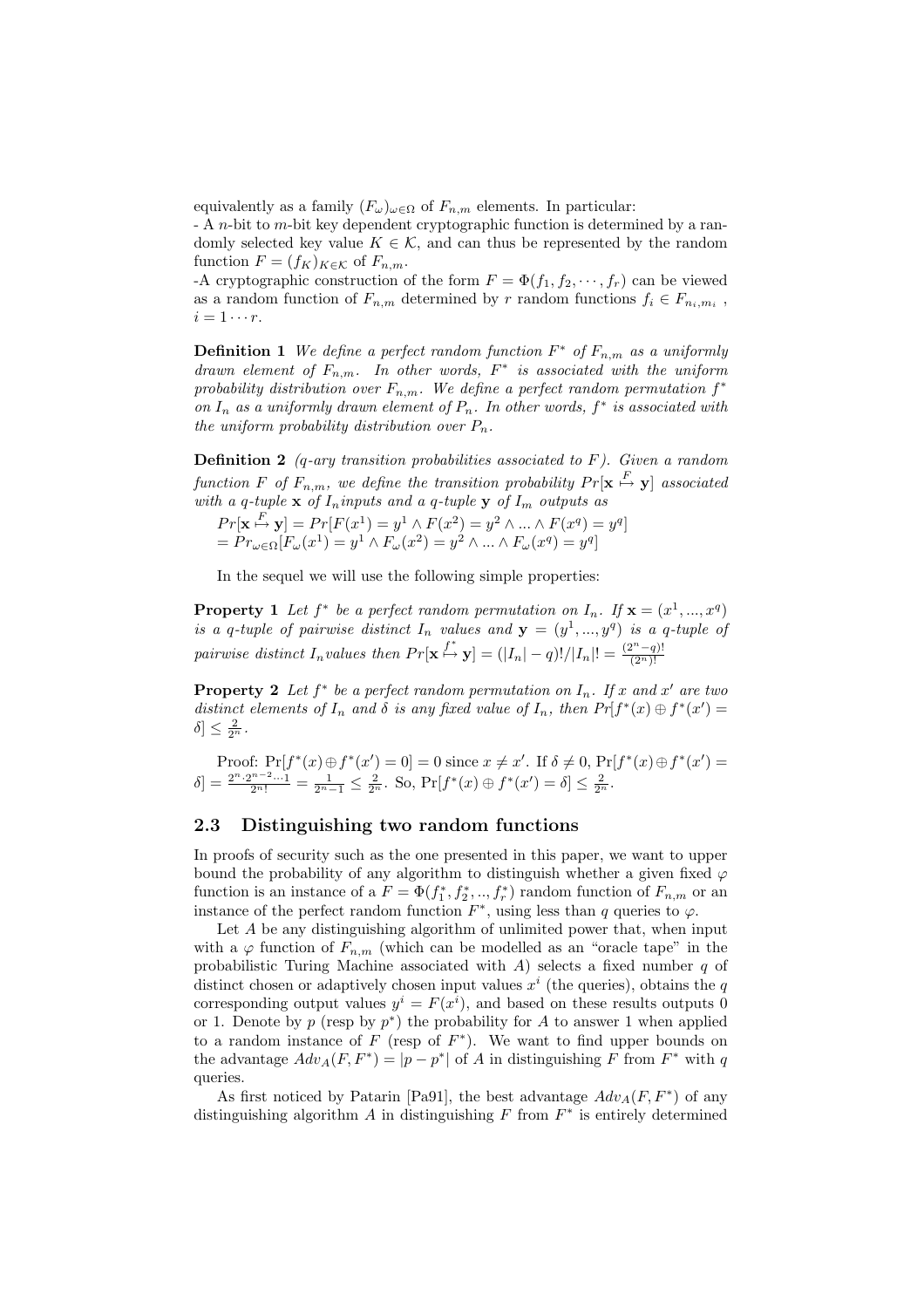equivalently as a family $(F_\omega)_{\omega \in \Omega}$ of $F_{n,m}$ elements. In particular:
- A $n$-bit to $m$-bit key dependent cryptographic function is determined by a randomly selected key value $K \in \mathcal{K}$, and can thus be represented by the random function $F = (f_K)_{K \in \mathcal{K}}$ of $F_{n,m}$.
-A cryptographic construction of the form $F = \Phi(f_1, f_2, \cdots, f_r)$ can be viewed as a random function of $F_{n,m}$ determined by $r$ random functions $f_i \in F_{n_i,m_i}$ , $i = 1 \cdots r$.

**Definition 1** *We define a perfect random function $F^*$ of $F_{n,m}$ as a uniformly drawn element of $F_{n,m}$. In other words, $F^*$ is associated with the uniform probability distribution over $F_{n,m}$. We define a perfect random permutation $f^*$ on $I_n$ as a uniformly drawn element of $P_n$. In other words, $f^*$ is associated with the uniform probability distribution over $P_n$.*

**Definition 2** *(q-ary transition probabilities associated to $F$). Given a random function $F$ of $F_{n,m}$, we define the transition probability $Pr[\mathbf{x} \overset{F}{\mapsto} \mathbf{y}]$ associated with a $q$-tuple $\mathbf{x}$ of $I_n$inputs and a $q$-tuple $\mathbf{y}$ of $I_m$ outputs as*

$$Pr[\mathbf{x} \overset{F}{\mapsto} \mathbf{y}] = Pr[F(x^1) = y^1 \wedge F(x^2) = y^2 \wedge ... \wedge F(x^q) = y^q]$$
$$= Pr_{\omega \in \Omega}[F_\omega(x^1) = y^1 \wedge F_\omega(x^2) = y^2 \wedge ... \wedge F_\omega(x^q) = y^q]$$

In the sequel we will use the following simple properties:

**Property 1** *Let $f^*$ be a perfect random permutation on $I_n$. If $\mathbf{x} = (x^1, ..., x^q)$ is a $q$-tuple of pairwise distinct $I_n$ values and $\mathbf{y} = (y^1, ..., y^q)$ is a $q$-tuple of pairwise distinct $I_n$values then $Pr[\mathbf{x} \overset{f^*}{\mapsto} \mathbf{y}] = (|I_n| - q)!/|I_n|! = \frac{(2^n - q)!}{(2^n)!}$*

**Property 2** *Let $f^*$ be a perfect random permutation on $I_n$. If $x$ and $x'$ are two distinct elements of $I_n$ and $\delta$ is any fixed value of $I_n$, then $Pr[f^*(x) \oplus f^*(x') = \delta] \leq \frac{2}{2^n}$.*

Proof: $\Pr[f^*(x) \oplus f^*(x') = 0] = 0$ since $x \neq x'$. If $\delta \neq 0$, $\Pr[f^*(x) \oplus f^*(x') = \delta] = \frac{2^n \cdot 2^{n-2} \cdots 1}{2^n!} = \frac{1}{2^n - 1} \leq \frac{2}{2^n}$. So, $\Pr[f^*(x) \oplus f^*(x') = \delta] \leq \frac{2}{2^n}$.

## 2.3 Distinguishing two random functions

In proofs of security such as the one presented in this paper, we want to upper bound the probability of any algorithm to distinguish whether a given fixed $\varphi$ function is an instance of a $F = \Phi(f_1^*, f_2^*, .., f_r^*)$ random function of $F_{n,m}$ or an instance of the perfect random function $F^*$, using less than $q$ queries to $\varphi$.

Let $A$ be any distinguishing algorithm of unlimited power that, when input with a $\varphi$ function of $F_{n,m}$ (which can be modelled as an "oracle tape" in the probabilistic Turing Machine associated with $A$) selects a fixed number $q$ of distinct chosen or adaptively chosen input values $x^i$ (the queries), obtains the $q$ corresponding output values $y^i = F(x^i)$, and based on these results outputs 0 or 1. Denote by $p$ (resp by $p^*$) the probability for $A$ to answer 1 when applied to a random instance of $F$ (resp of $F^*$). We want to find upper bounds on the advantage $Adv_A(F, F^*) = |p - p^*|$ of $A$ in distinguishing $F$ from $F^*$ with $q$ queries.

As first noticed by Patarin [Pa91], the best advantage $Adv_A(F, F^*)$ of any distinguishing algorithm $A$ in distinguishing $F$ from $F^*$ is entirely determined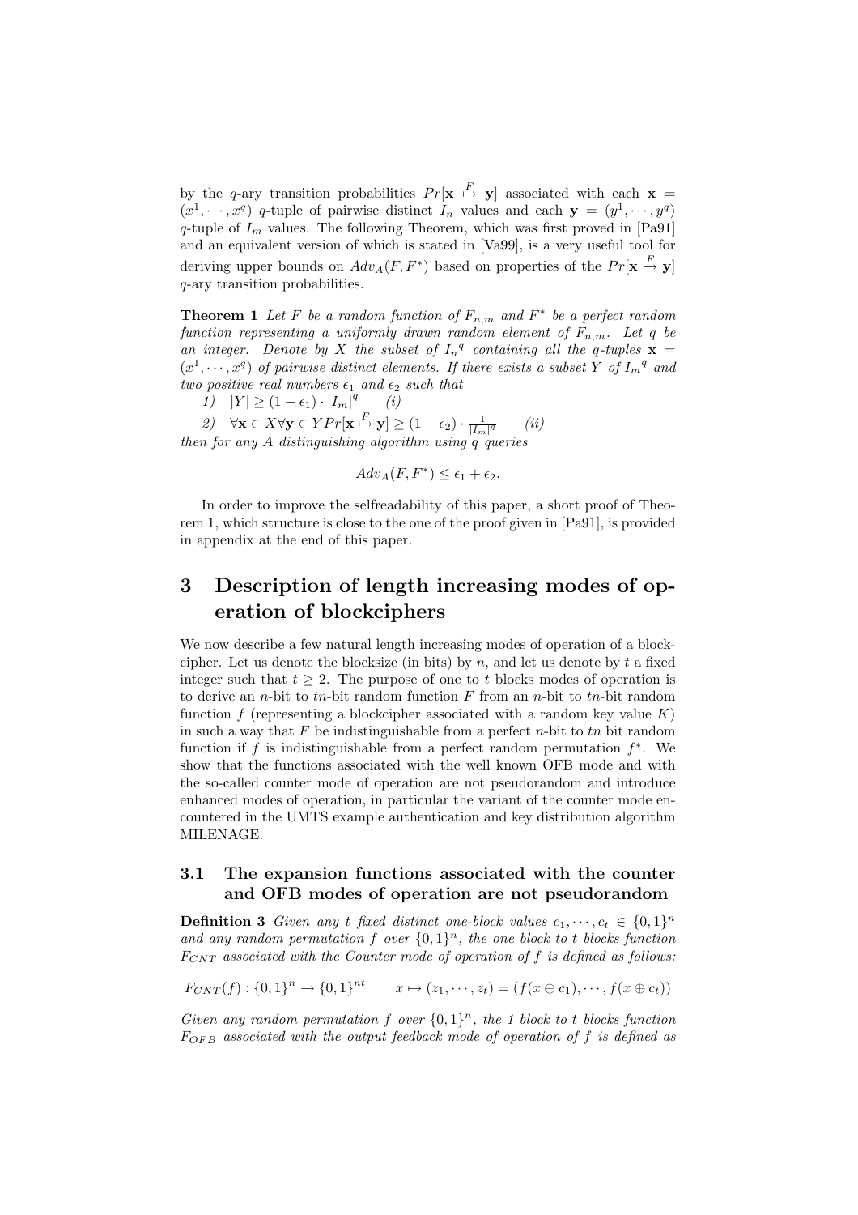by the $q$-ary transition probabilities $Pr[\mathbf{x} \overset{F}{\mapsto} \mathbf{y}]$ associated with each $\mathbf{x} = (x^1, \cdots, x^q)$ $q$-tuple of pairwise distinct $I_n$ values and each $\mathbf{y} = (y^1, \cdots, y^q)$ $q$-tuple of $I_m$ values. The following Theorem, which was first proved in [Pa91] and an equivalent version of which is stated in [Va99], is a very useful tool for deriving upper bounds on $Adv_A(F, F^*)$ based on properties of the $Pr[\mathbf{x} \overset{F}{\mapsto} \mathbf{y}]$ $q$-ary transition probabilities.

**Theorem 1** *Let $F$ be a random function of $F_{n,m}$ and $F^*$ be a perfect random function representing a uniformly drawn random element of $F_{n,m}$. Let $q$ be an integer. Denote by $X$ the subset of ${I_n}^q$ containing all the $q$-tuples $\mathbf{x} = (x^1, \cdots, x^q)$ of pairwise distinct elements. If there exists a subset $Y$ of ${I_m}^q$ and two positive real numbers $\epsilon_1$ and $\epsilon_2$ such that*

*1)* $|Y| \geq (1 - \epsilon_1) \cdot |I_m|^q$ *(i)*

*2)* $\forall \mathbf{x} \in X \forall \mathbf{y} \in Y Pr[\mathbf{x} \overset{F}{\mapsto} \mathbf{y}] \geq (1 - \epsilon_2) \cdot \frac{1}{|I_m|^q}$ *(ii)*

*then for any $A$ distinguishing algorithm using $q$ queries*

$$Adv_A(F, F^*) \leq \epsilon_1 + \epsilon_2.$$

In order to improve the selfreadability of this paper, a short proof of Theorem 1, which structure is close to the one of the proof given in [Pa91], is provided in appendix at the end of this paper.

# 3 Description of length increasing modes of operation of blockciphers

We now describe a few natural length increasing modes of operation of a blockcipher. Let us denote the blocksize (in bits) by $n$, and let us denote by $t$ a fixed integer such that $t \geq 2$. The purpose of one to $t$ blocks modes of operation is to derive an $n$-bit to $tn$-bit random function $F$ from an $n$-bit to $tn$-bit random function $f$ (representing a blockcipher associated with a random key value $K$) in such a way that $F$ be indistinguishable from a perfect $n$-bit to $tn$ bit random function if $f$ is indistinguishable from a perfect random permutation $f^*$. We show that the functions associated with the well known OFB mode and with the so-called counter mode of operation are not pseudorandom and introduce enhanced modes of operation, in particular the variant of the counter mode encountered in the UMTS example authentication and key distribution algorithm MILENAGE.

## 3.1 The expansion functions associated with the counter and OFB modes of operation are not pseudorandom

**Definition 3** *Given any $t$ fixed distinct one-block values $c_1, \cdots, c_t \in \{0,1\}^n$ and any random permutation $f$ over $\{0,1\}^n$, the one block to $t$ blocks function $F_{CNT}$ associated with the Counter mode of operation of $f$ is defined as follows:*

$$F_{CNT}(f) : \{0,1\}^n \to \{0,1\}^{nt} \qquad x \mapsto (z_1, \cdots, z_t) = (f(x \oplus c_1), \cdots, f(x \oplus c_t))$$

*Given any random permutation $f$ over $\{0,1\}^n$, the 1 block to $t$ blocks function $F_{OFB}$ associated with the output feedback mode of operation of $f$ is defined as*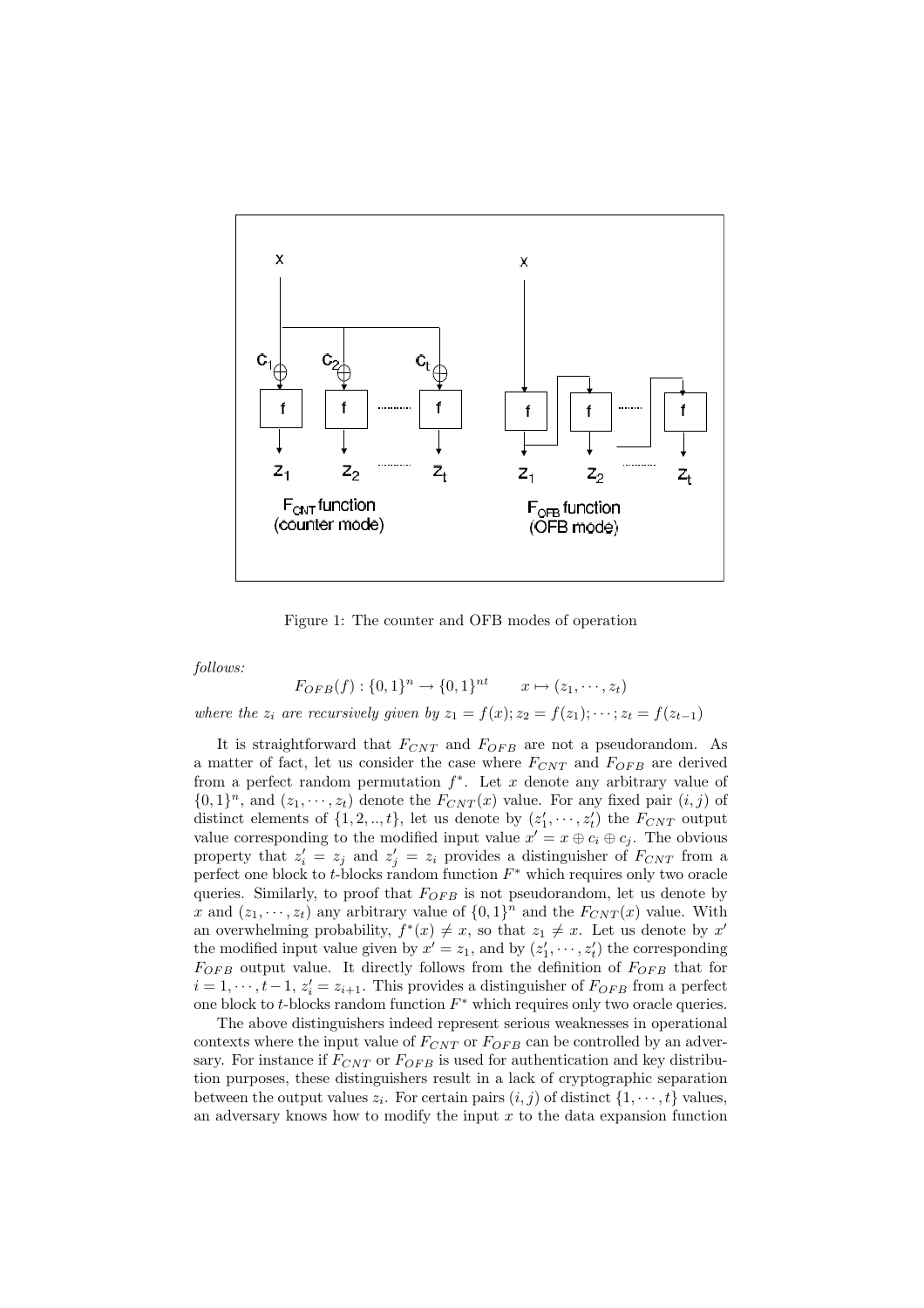Figure 1: The counter and OFB modes of operation

*follows:*

$$F_{OFB}(f) : \{0,1\}^n \rightarrow \{0,1\}^{nt} \qquad x \mapsto (z_1, \cdots, z_t)$$

*where the $z_i$ are recursively given by $z_1 = f(x); z_2 = f(z_1); \cdots; z_t = f(z_{t-1})$*

It is straightforward that $F_{CNT}$ and $F_{OFB}$ are not a pseudorandom. As a matter of fact, let us consider the case where $F_{CNT}$ and $F_{OFB}$ are derived from a perfect random permutation $f^*$. Let $x$ denote any arbitrary value of $\{0,1\}^n$, and $(z_1, \cdots, z_t)$ denote the $F_{CNT}(x)$ value. For any fixed pair $(i,j)$ of distinct elements of $\{1, 2, .., t\}$, let us denote by $(z'_1, \cdots, z'_t)$ the $F_{CNT}$ output value corresponding to the modified input value $x' = x \oplus c_i \oplus c_j$. The obvious property that $z'_i = z_j$ and $z'_j = z_i$ provides a distinguisher of $F_{CNT}$ from a perfect one block to $t$-blocks random function $F^*$ which requires only two oracle queries. Similarly, to proof that $F_{OFB}$ is not pseudorandom, let us denote by $x$ and $(z_1, \cdots, z_t)$ any arbitrary value of $\{0,1\}^n$ and the $F_{CNT}(x)$ value. With an overwhelming probability, $f^*(x) \neq x$, so that $z_1 \neq x$. Let us denote by $x'$ the modified input value given by $x' = z_1$, and by $(z'_1, \cdots, z'_t)$ the corresponding $F_{OFB}$ output value. It directly follows from the definition of $F_{OFB}$ that for $i = 1, \cdots, t-1$, $z'_i = z_{i+1}$. This provides a distinguisher of $F_{OFB}$ from a perfect one block to $t$-blocks random function $F^*$ which requires only two oracle queries.

The above distinguishers indeed represent serious weaknesses in operational contexts where the input value of $F_{CNT}$ or $F_{OFB}$ can be controlled by an adversary. For instance if $F_{CNT}$ or $F_{OFB}$ is used for authentication and key distribution purposes, these distinguishers result in a lack of cryptographic separation between the output values $z_i$. For certain pairs $(i,j)$ of distinct $\{1, \cdots, t\}$ values, an adversary knows how to modify the input $x$ to the data expansion function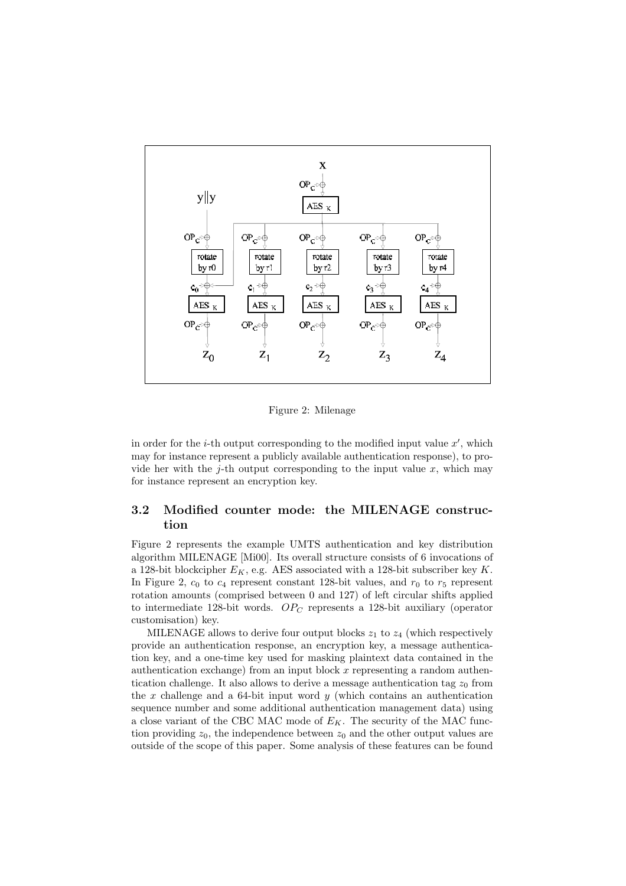Figure 2: Milenage

in order for the $i$-th output corresponding to the modified input value $x'$, which may for instance represent a publicly available authentication response), to provide her with the $j$-th output corresponding to the input value $x$, which may for instance represent an encryption key.

### 3.2 Modified counter mode: the MILENAGE construction

Figure 2 represents the example UMTS authentication and key distribution algorithm MILENAGE [Mi00]. Its overall structure consists of 6 invocations of a 128-bit blockcipher $E_K$, e.g. AES associated with a 128-bit subscriber key $K$. In Figure 2, $c_0$ to $c_4$ represent constant 128-bit values, and $r_0$ to $r_5$ represent rotation amounts (comprised between 0 and 127) of left circular shifts applied to intermediate 128-bit words. $OP_C$ represents a 128-bit auxiliary (operator customisation) key.

MILENAGE allows to derive four output blocks $z_1$ to $z_4$ (which respectively provide an authentication response, an encryption key, a message authentication key, and a one-time key used for masking plaintext data contained in the authentication exchange) from an input block $x$ representing a random authentication challenge. It also allows to derive a message authentication tag $z_0$ from the $x$ challenge and a 64-bit input word $y$ (which contains an authentication sequence number and some additional authentication management data) using a close variant of the CBC MAC mode of $E_K$. The security of the MAC function providing $z_0$, the independence between $z_0$ and the other output values are outside of the scope of this paper. Some analysis of these features can be found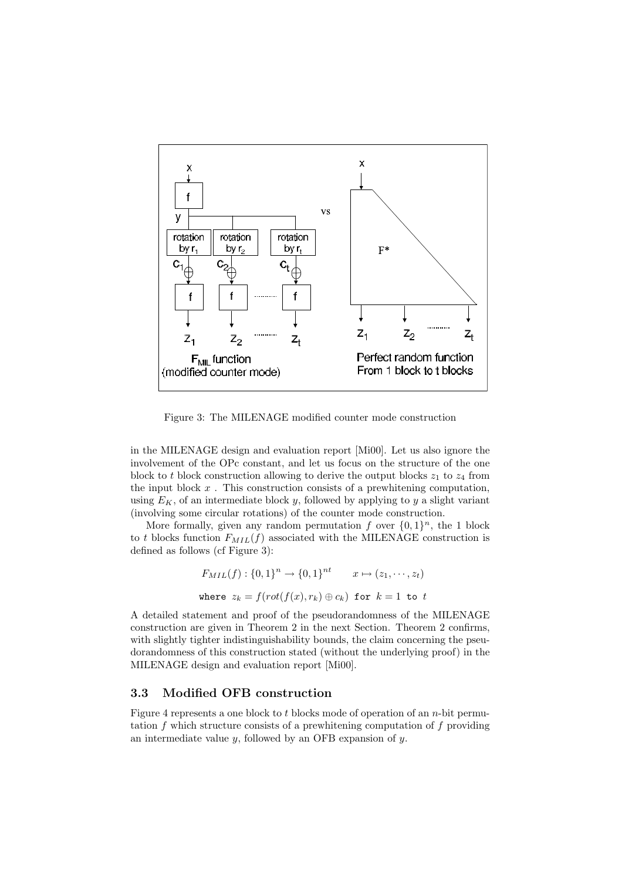Figure 3: The MILENAGE modified counter mode construction

in the MILENAGE design and evaluation report [Mi00]. Let us also ignore the involvement of the OPc constant, and let us focus on the structure of the one block to $t$ block construction allowing to derive the output blocks $z_1$ to $z_4$ from the input block $x$ . This construction consists of a prewhitening computation, using $E_K$, of an intermediate block $y$, followed by applying to $y$ a slight variant (involving some circular rotations) of the counter mode construction.

More formally, given any random permutation $f$ over $\{0,1\}^n$, the 1 block to $t$ blocks function $F_{MIL}(f)$ associated with the MILENAGE construction is defined as follows (cf Figure 3):

$$F_{MIL}(f) : \{0,1\}^n \rightarrow \{0,1\}^{nt} \qquad x \mapsto (z_1, \cdots, z_t)$$

$$\texttt{where } z_k = f(rot(f(x), r_k) \oplus c_k) \texttt{ for } k = 1 \texttt{ to } t$$

A detailed statement and proof of the pseudorandomness of the MILENAGE construction are given in Theorem 2 in the next Section. Theorem 2 confirms, with slightly tighter indistinguishability bounds, the claim concerning the pseudorandomness of this construction stated (without the underlying proof) in the MILENAGE design and evaluation report [Mi00].

### 3.3 Modified OFB construction

Figure 4 represents a one block to $t$ blocks mode of operation of an $n$-bit permutation $f$ which structure consists of a prewhitening computation of $f$ providing an intermediate value $y$, followed by an OFB expansion of $y$.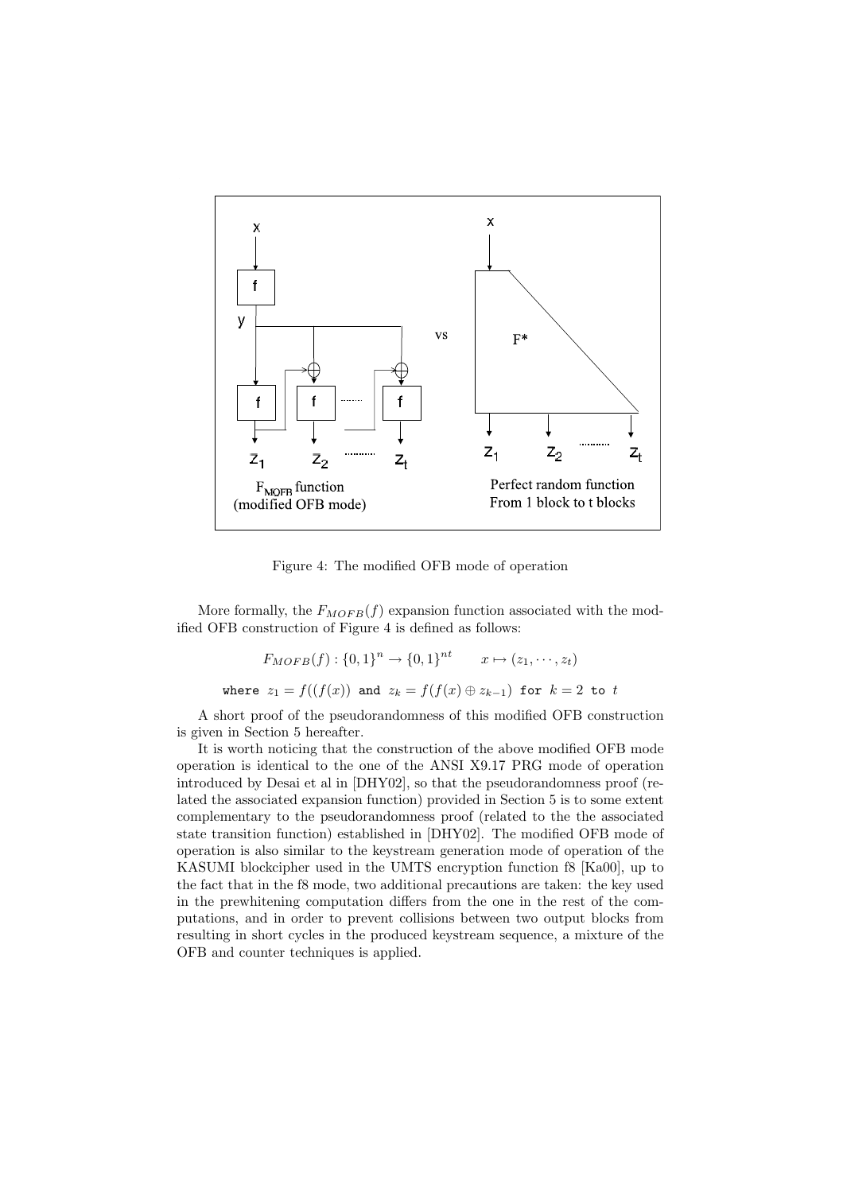Figure 4: The modified OFB mode of operation

More formally, the $F_{MOFB}(f)$ expansion function associated with the modified OFB construction of Figure 4 is defined as follows:

$$F_{MOFB}(f) : \{0,1\}^n \rightarrow \{0,1\}^{nt} \qquad x \mapsto (z_1, \cdots, z_t)$$

where $z_1 = f((f(x))$ and $z_k = f(f(x) \oplus z_{k-1})$ for $k = 2$ to $t$

A short proof of the pseudorandomness of this modified OFB construction is given in Section 5 hereafter.

It is worth noticing that the construction of the above modified OFB mode operation is identical to the one of the ANSI X9.17 PRG mode of operation introduced by Desai et al in [DHY02], so that the pseudorandomness proof (related the associated expansion function) provided in Section 5 is to some extent complementary to the pseudorandomness proof (related to the the associated state transition function) established in [DHY02]. The modified OFB mode of operation is also similar to the keystream generation mode of operation of the KASUMI blockcipher used in the UMTS encryption function f8 [Ka00], up to the fact that in the f8 mode, two additional precautions are taken: the key used in the prewhitening computation differs from the one in the rest of the computations, and in order to prevent collisions between two output blocks from resulting in short cycles in the produced keystream sequence, a mixture of the OFB and counter techniques is applied.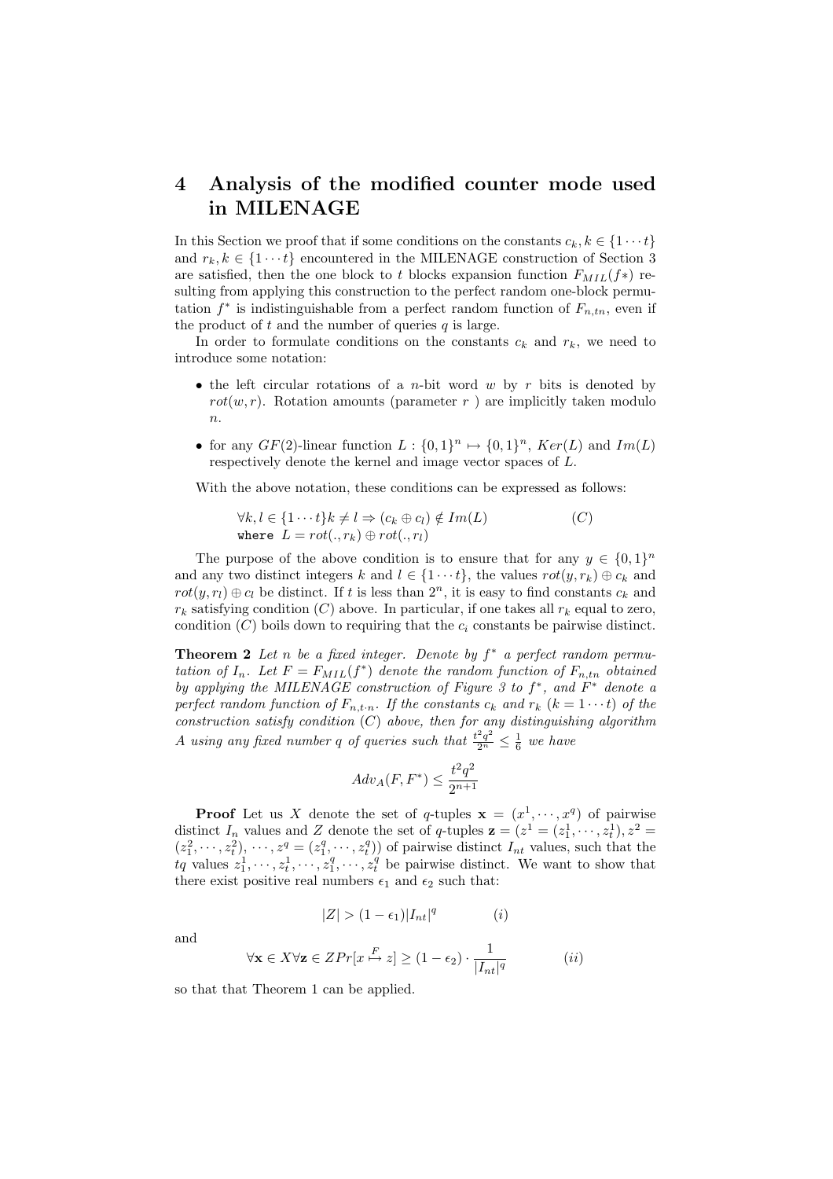## 4 Analysis of the modified counter mode used in MILENAGE

In this Section we proof that if some conditions on the constants $c_k, k \in \{1 \cdots t\}$ and $r_k, k \in \{1 \cdots t\}$ encountered in the MILENAGE construction of Section 3 are satisfied, then the one block to $t$ blocks expansion function $F_{MIL}(f*)$ resulting from applying this construction to the perfect random one-block permutation $f^*$ is indistinguishable from a perfect random function of $F_{n,tn}$, even if the product of $t$ and the number of queries $q$ is large.

In order to formulate conditions on the constants $c_k$ and $r_k$, we need to introduce some notation:

- the left circular rotations of a $n$-bit word $w$ by $r$ bits is denoted by $rot(w, r)$. Rotation amounts (parameter $r$ ) are implicitly taken modulo $n$.
- for any $GF(2)$-linear function $L : \{0,1\}^n \mapsto \{0,1\}^n$, $Ker(L)$ and $Im(L)$ respectively denote the kernel and image vector spaces of $L$.

With the above notation, these conditions can be expressed as follows:

$$\forall k, l \in \{1 \cdots t\} k \neq l \Rightarrow (c_k \oplus c_l) \notin Im(L) \qquad (C)$$
$$\texttt{where } L = rot(., r_k) \oplus rot(., r_l)$$

The purpose of the above condition is to ensure that for any $y \in \{0,1\}^n$ and any two distinct integers $k$ and $l \in \{1 \cdots t\}$, the values $rot(y, r_k) \oplus c_k$ and $rot(y, r_l) \oplus c_l$ be distinct. If $t$ is less than $2^n$, it is easy to find constants $c_k$ and $r_k$ satisfying condition $(C)$ above. In particular, if one takes all $r_k$ equal to zero, condition $(C)$ boils down to requiring that the $c_i$ constants be pairwise distinct.

**Theorem 2** *Let $n$ be a fixed integer. Denote by $f^*$ a perfect random permutation of $I_n$. Let $F = F_{MIL}(f^*)$ denote the random function of $F_{n,tn}$ obtained by applying the MILENAGE construction of Figure 3 to $f^*$, and $F^*$ denote a perfect random function of $F_{n,t \cdot n}$. If the constants $c_k$ and $r_k$ $(k = 1 \cdots t)$ of the construction satisfy condition $(C)$ above, then for any distinguishing algorithm $A$ using any fixed number $q$ of queries such that $\frac{t^2q^2}{2^n} \leq \frac{1}{6}$ we have*

$$Adv_A(F, F^*) \leq \frac{t^2q^2}{2^{n+1}}$$

**Proof** Let us $X$ denote the set of $q$-tuples $\mathbf{x} = (x^1, \cdots, x^q)$ of pairwise distinct $I_n$ values and $Z$ denote the set of $q$-tuples $\mathbf{z} = (z^1 = (z_1^1, \cdots, z_t^1), z^2 = (z_1^2, \cdots, z_t^2), \cdots, z^q = (z_1^q, \cdots, z_t^q))$ of pairwise distinct $I_{nt}$ values, such that the $tq$ values $z_1^1, \cdots, z_t^1, \cdots, z_1^q, \cdots, z_t^q$ be pairwise distinct. We want to show that there exist positive real numbers $\epsilon_1$ and $\epsilon_2$ such that:

$$|Z| > (1 - \epsilon_1)|I_{nt}|^q \qquad (i)$$

and

$$\forall \mathbf{x} \in X \forall \mathbf{z} \in Z Pr[x \overset{F}{\mapsto} z] \geq (1 - \epsilon_2) \cdot \frac{1}{|I_{nt}|^q} \qquad (ii)$$

so that that Theorem 1 can be applied.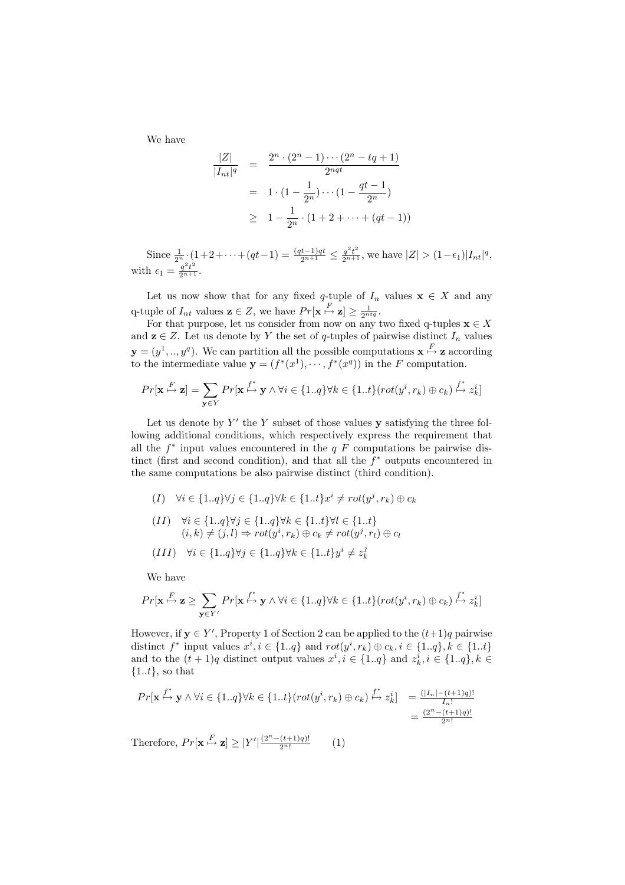We have

$$
\begin{aligned}
\frac{|Z|}{|I_{nt}|^q} &= \frac{2^n \cdot (2^n - 1) \cdots (2^n - tq + 1)}{2^{nqt}} \\
&= 1 \cdot (1 - \frac{1}{2^n}) \cdots (1 - \frac{qt-1}{2^n}) \\
&\geq 1 - \frac{1}{2^n} \cdot (1 + 2 + \cdots + (qt - 1))
\end{aligned}
$$

Since $\frac{1}{2^n} \cdot (1+2+\cdots+(qt-1)) = \frac{(qt-1)qt}{2^{n+1}} \leq \frac{q^2t^2}{2^{n+1}}$, we have $|Z| > (1-\epsilon_1)|I_{nt}|^q$, with $\epsilon_1 = \frac{q^2t^2}{2^{n+1}}$.

Let us now show that for any fixed $q$-tuple of $I_n$ values $\mathbf{x} \in X$ and any q-tuple of $I_{nt}$ values $\mathbf{z} \in Z$, we have $Pr[\mathbf{x} \overset{F}{\mapsto} \mathbf{z}] \geq \frac{1}{2^{ntq}}$.

For that purpose, let us consider from now on any two fixed q-tuples $\mathbf{x} \in X$ and $\mathbf{z} \in Z$. Let us denote by $Y$ the set of $q$-tuples of pairwise distinct $I_n$ values $\mathbf{y} = (y^1, .., y^q)$. We can partition all the possible computations $\mathbf{x} \overset{F}{\mapsto} \mathbf{z}$ according to the intermediate value $\mathbf{y} = (f^*(x^1), \cdots, f^*(x^q))$ in the $F$ computation.

$$
Pr[\mathbf{x} \overset{F}{\mapsto} \mathbf{z}] = \sum_{\mathbf{y} \in Y} Pr[\mathbf{x} \overset{f^*}{\mapsto} \mathbf{y} \wedge \forall i \in \{1..q\} \forall k \in \{1..t\} (rot(y^i, r_k) \oplus c_k) \overset{f^*}{\mapsto} z_k^i]
$$

Let us denote by $Y'$ the $Y$ subset of those values $\mathbf{y}$ satisfying the three following additional conditions, which respectively express the requirement that all the $f^*$ input values encountered in the $q$ $F$ computations be pairwise distinct (first and second condition), and that all the $f^*$ outputs encountered in the same computations be also pairwise distinct (third condition).

$(I) \quad \forall i \in \{1..q\} \forall j \in \{1..q\} \forall k \in \{1..t\} x^i \neq rot(y^j, r_k) \oplus c_k$

$(II) \quad \forall i \in \{1..q\} \forall j \in \{1..q\} \forall k \in \{1..t\} \forall l \in \{1..t\}$
$\quad\quad (i, k) \neq (j, l) \Rightarrow rot(y^i, r_k) \oplus c_k \neq rot(y^j, r_l) \oplus c_l$

$(III) \quad \forall i \in \{1..q\} \forall j \in \{1..q\} \forall k \in \{1..t\} y^i \neq z_k^j$

We have

$$
Pr[\mathbf{x} \overset{F}{\mapsto} \mathbf{z} \geq \sum_{\mathbf{y} \in Y'} Pr[\mathbf{x} \overset{f^*}{\mapsto} \mathbf{y} \wedge \forall i \in \{1..q\} \forall k \in \{1..t\} (rot(y^i, r_k) \oplus c_k) \overset{f^*}{\mapsto} z_k^i]
$$

However, if $\mathbf{y} \in Y'$, Property 1 of Section 2 can be applied to the $(t+1)q$ pairwise distinct $f^*$ input values $x^i, i \in \{1..q\}$ and $rot(y^i, r_k) \oplus c_k, i \in \{1..q\}, k \in \{1..t\}$ and to the $(t+1)q$ distinct output values $x^i, i \in \{1..q\}$ and $z_k^i, i \in \{1..q\}, k \in \{1..t\}$, so that

$$
\begin{aligned}
Pr[\mathbf{x} \overset{f^*}{\mapsto} \mathbf{y} \wedge \forall i \in \{1..q\} \forall k \in \{1..t\} (rot(y^i, r_k) \oplus c_k) \overset{f^*}{\mapsto} z_k^i] &= \frac{(|I_n| - (t+1)q)!}{I_n!} \\
&= \frac{(2^n - (t+1)q)!}{2^n!}
\end{aligned}
$$

Therefore, $Pr[\mathbf{x} \overset{F}{\mapsto} \mathbf{z}] \geq |Y'| \frac{(2^n - (t+1)q)!}{2^n!} \qquad (1)$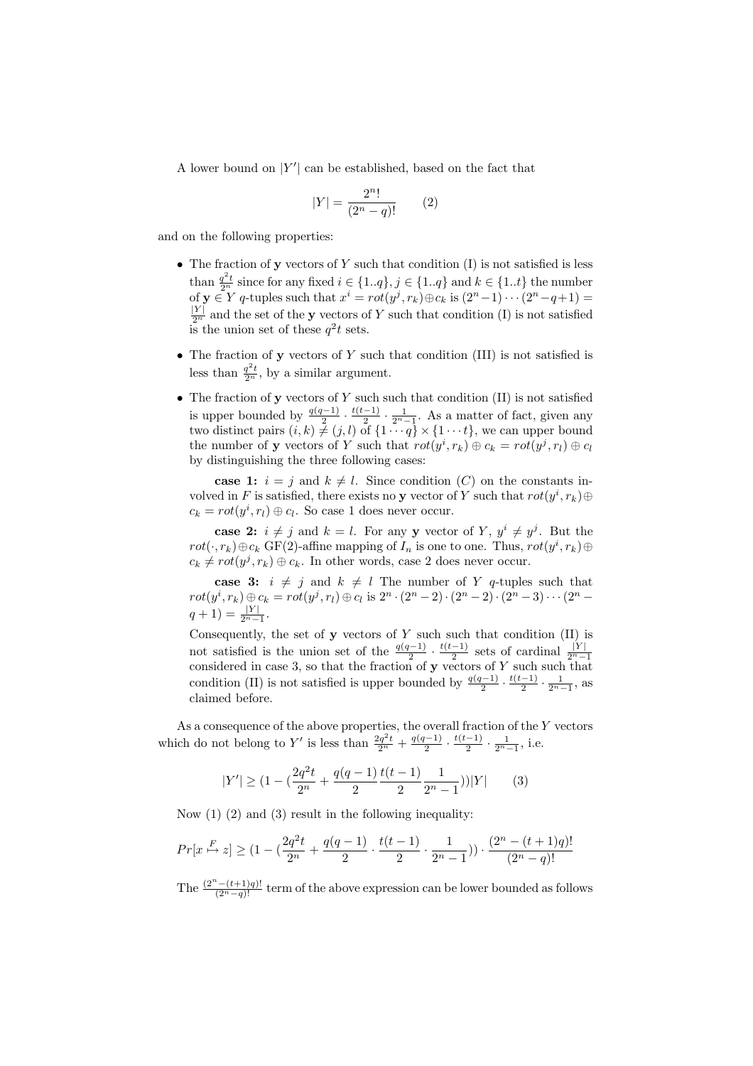A lower bound on $|Y'|$ can be established, based on the fact that

$$|Y| = \frac{2^n!}{(2^n - q)!} \qquad (2)$$

and on the following properties:

- The fraction of $\mathbf{y}$ vectors of $Y$ such that condition (I) is not satisfied is less than $\frac{q^2 t}{2^n}$ since for any fixed $i \in \{1..q\}$, $j \in \{1..q\}$ and $k \in \{1..t\}$ the number of $\mathbf{y} \in Y$ $q$-tuples such that $x^i = rot(y^j, r_k) \oplus c_k$ is $(2^n - 1) \cdots (2^n - q + 1) = \frac{|Y|}{2^n}$ and the set of the $\mathbf{y}$ vectors of $Y$ such that condition (I) is not satisfied is the union set of these $q^2 t$ sets.
- The fraction of $\mathbf{y}$ vectors of $Y$ such that condition (III) is not satisfied is less than $\frac{q^2 t}{2^n}$, by a similar argument.
- The fraction of $\mathbf{y}$ vectors of $Y$ such such that condition (II) is not satisfied is upper bounded by $\frac{q(q-1)}{2} \cdot \frac{t(t-1)}{2} \cdot \frac{1}{2^n - 1}$. As a matter of fact, given any two distinct pairs $(i,k) \neq (j,l)$ of $\{1 \cdots q\} \times \{1 \cdots t\}$, we can upper bound the number of $\mathbf{y}$ vectors of $Y$ such that $rot(y^i, r_k) \oplus c_k = rot(y^j, r_l) \oplus c_l$ by distinguishing the three following cases:

  **case 1:** $i = j$ and $k \neq l$. Since condition $(C)$ on the constants involved in $F$ is satisfied, there exists no $\mathbf{y}$ vector of $Y$ such that $rot(y^i, r_k) \oplus c_k = rot(y^i, r_l) \oplus c_l$. So case 1 does never occur.

  **case 2:** $i \neq j$ and $k = l$. For any $\mathbf{y}$ vector of $Y$, $y^i \neq y^j$. But the $rot(\cdot, r_k) \oplus c_k$ GF(2)-affine mapping of $I_n$ is one to one. Thus, $rot(y^i, r_k) \oplus c_k \neq rot(y^j, r_k) \oplus c_k$. In other words, case 2 does never occur.

  **case 3:** $i \neq j$ and $k \neq l$ The number of $Y$ $q$-tuples such that $rot(y^i, r_k) \oplus c_k = rot(y^j, r_l) \oplus c_l$ is $2^n \cdot (2^n - 2) \cdot (2^n - 2) \cdot (2^n - 3) \cdots (2^n - q + 1) = \frac{|Y|}{2^n - 1}$.

  Consequently, the set of $\mathbf{y}$ vectors of $Y$ such such that condition (II) is not satisfied is the union set of the $\frac{q(q-1)}{2} \cdot \frac{t(t-1)}{2}$ sets of cardinal $\frac{|Y|}{2^n - 1}$ considered in case 3, so that the fraction of $\mathbf{y}$ vectors of $Y$ such such that condition (II) is not satisfied is upper bounded by $\frac{q(q-1)}{2} \cdot \frac{t(t-1)}{2} \cdot \frac{1}{2^n - 1}$, as claimed before.

As a consequence of the above properties, the overall fraction of the $Y$ vectors which do not belong to $Y'$ is less than $\frac{2q^2 t}{2^n} + \frac{q(q-1)}{2} \cdot \frac{t(t-1)}{2} \cdot \frac{1}{2^n - 1}$, i.e.

$$|Y'| \geq \left(1 - \left(\frac{2q^2 t}{2^n} + \frac{q(q-1)}{2} \frac{t(t-1)}{2} \frac{1}{2^n - 1}\right)\right)|Y| \qquad (3)$$

Now (1) (2) and (3) result in the following inequality:

$$Pr[x \overset{F}{\mapsto} z] \geq \left(1 - \left(\frac{2q^2 t}{2^n} + \frac{q(q-1)}{2} \cdot \frac{t(t-1)}{2} \cdot \frac{1}{2^n - 1}\right)\right) \cdot \frac{(2^n - (t+1)q)!}{(2^n - q)!}$$

The $\frac{(2^n - (t+1)q)!}{(2^n - q)!}$ term of the above expression can be lower bounded as follows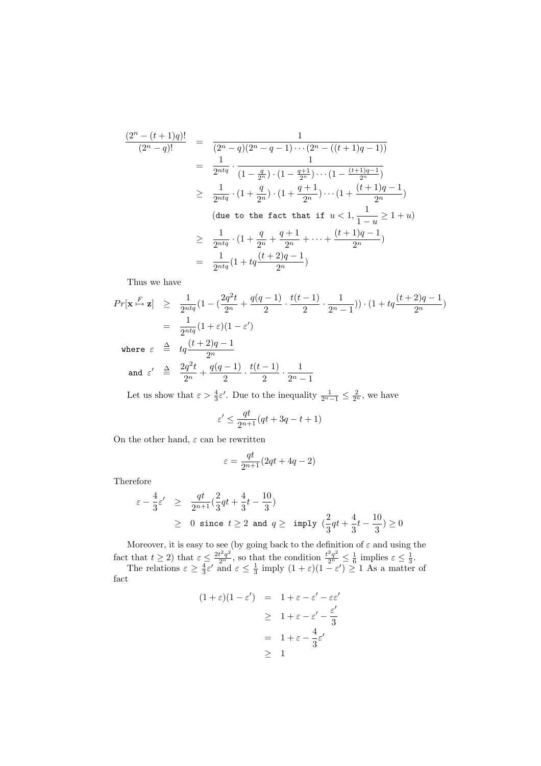$$
\begin{aligned}
\frac{(2^n-(t+1)q)!}{(2^n-q)!} &= \frac{1}{(2^n-q)(2^n-q-1)\cdots(2^n-((t+1)q-1))} \\
&= \frac{1}{2^{ntq}}\cdot\frac{1}{(1-\frac{q}{2^n})\cdot(1-\frac{q+1}{2^n})\cdots(1-\frac{(t+1)q-1}{2^n})} \\
&\geq \frac{1}{2^{ntq}}\cdot(1+\frac{q}{2^n})\cdot(1+\frac{q+1}{2^n})\cdots(1+\frac{(t+1)q-1}{2^n}) \\
&\quad (\texttt{due to the fact that if } u<1, \frac{1}{1-u}\geq 1+u) \\
&\geq \frac{1}{2^{ntq}}\cdot(1+\frac{q}{2^n}+\frac{q+1}{2^n}+\cdots+\frac{(t+1)q-1}{2^n}) \\
&= \frac{1}{2^{ntq}}(1+tq\frac{(t+2)q-1}{2^n})
\end{aligned}
$$

Thus we have

$$
\begin{aligned}
Pr[\mathbf{x}\overset{F}{\mapsto}\mathbf{z}] &\geq \frac{1}{2^{ntq}}(1-(\frac{2q^2t}{2^n}+\frac{q(q-1)}{2}\cdot\frac{t(t-1)}{2}\cdot\frac{1}{2^n-1}))\cdot(1+tq\frac{(t+2)q-1}{2^n}) \\
&= \frac{1}{2^{ntq}}(1+\varepsilon)(1-\varepsilon') \\
\texttt{where } \varepsilon &\triangleq tq\frac{(t+2)q-1}{2^n} \\
\texttt{and } \varepsilon' &\triangleq \frac{2q^2t}{2^n}+\frac{q(q-1)}{2}\cdot\frac{t(t-1)}{2}\cdot\frac{1}{2^n-1}
\end{aligned}
$$

Let us show that $\varepsilon > \frac{4}{3}\varepsilon'$. Due to the inequality $\frac{1}{2^n-1}\leq\frac{2}{2^n}$, we have

$$
\varepsilon' \leq \frac{qt}{2^{n+1}}(qt+3q-t+1)
$$

On the other hand, $\varepsilon$ can be rewritten

$$
\varepsilon = \frac{qt}{2^{n+1}}(2qt+4q-2)
$$

Therefore

$$
\begin{aligned}
\varepsilon-\frac{4}{3}\varepsilon' &\geq \frac{qt}{2^{n+1}}(\frac{2}{3}qt+\frac{4}{3}t-\frac{10}{3}) \\
&\geq 0 \texttt{ since } t\geq 2 \texttt{ and } q\geq \texttt{ imply } (\frac{2}{3}qt+\frac{4}{3}t-\frac{10}{3})\geq 0
\end{aligned}
$$

Moreover, it is easy to see (by going back to the definition of $\varepsilon$ and using the fact that $t\geq 2$) that $\varepsilon\leq\frac{2t^2q^2}{2^n}$, so that the condition $\frac{t^2q^2}{2^n}\leq\frac{1}{6}$ implies $\varepsilon\leq\frac{1}{3}$.

The relations $\varepsilon\geq\frac{4}{3}\varepsilon'$ and $\varepsilon\leq\frac{1}{3}$ imply $(1+\varepsilon)(1-\varepsilon')\geq 1$ As a matter of fact

$$
\begin{aligned}
(1+\varepsilon)(1-\varepsilon') &= 1+\varepsilon-\varepsilon'-\varepsilon\varepsilon' \\
&\geq 1+\varepsilon-\varepsilon'-\frac{\varepsilon'}{3} \\
&= 1+\varepsilon-\frac{4}{3}\varepsilon' \\
&\geq 1
\end{aligned}
$$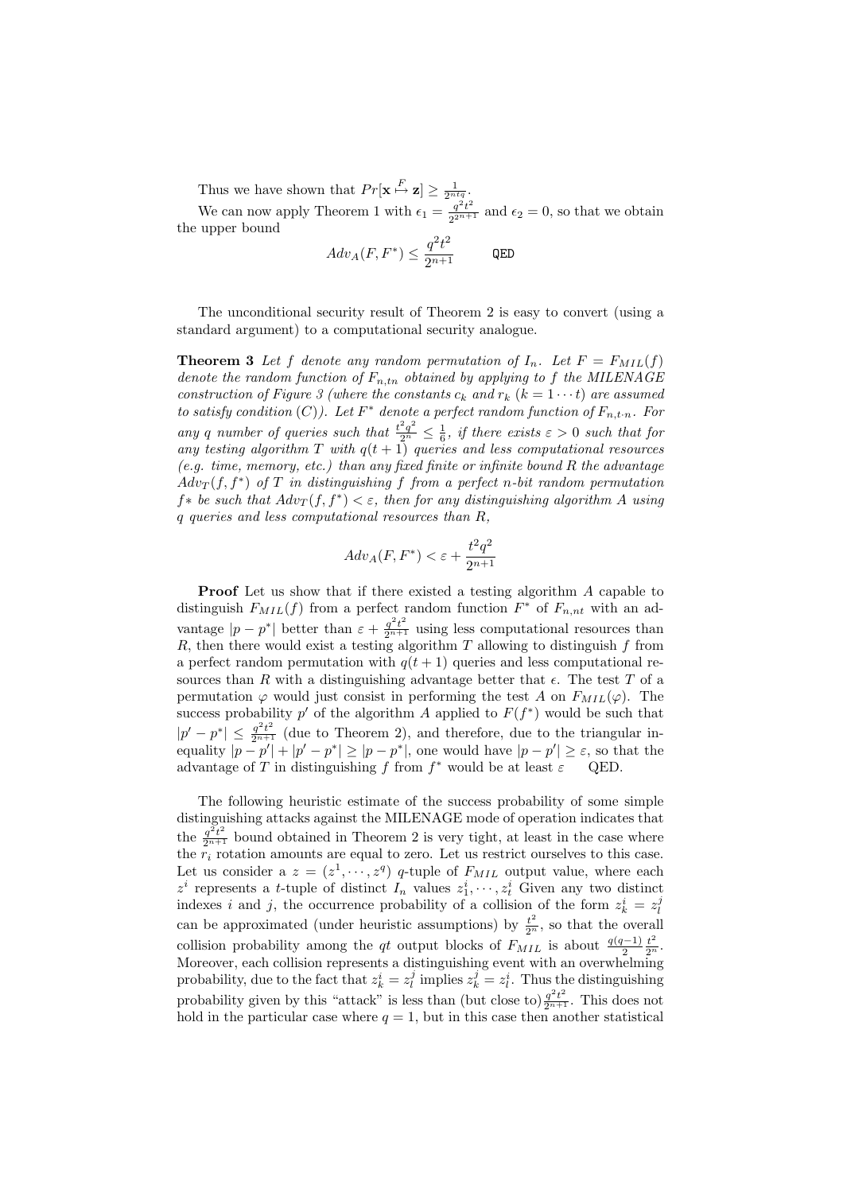Thus we have shown that $Pr[\mathbf{x} \overset{F}{\mapsto} \mathbf{z}] \geq \frac{1}{2^{ntq}}$.

We can now apply Theorem 1 with $\epsilon_1 = \frac{q^2t^2}{2^{2^{n+1}}}$ and $\epsilon_2 = 0$, so that we obtain the upper bound

$$Adv_A(F, F^*) \leq \frac{q^2t^2}{2^{n+1}} \qquad \texttt{QED}$$

The unconditional security result of Theorem 2 is easy to convert (using a standard argument) to a computational security analogue.

**Theorem 3** *Let $f$ denote any random permutation of $I_n$. Let $F = F_{MIL}(f)$ denote the random function of $F_{n,tn}$ obtained by applying to $f$ the MILENAGE construction of Figure 3 (where the constants $c_k$ and $r_k$ $(k = 1 \cdots t)$ are assumed to satisfy condition (C)). Let $F^*$ denote a perfect random function of $F_{n,t \cdot n}$. For any $q$ number of queries such that $\frac{t^2q^2}{2^n} \leq \frac{1}{6}$, if there exists $\varepsilon > 0$ such that for any testing algorithm $T$ with $q(t+1)$ queries and less computational resources (e.g. time, memory, etc.) than any fixed finite or infinite bound $R$ the advantage $Adv_T(f, f^*)$ of $T$ in distinguishing $f$ from a perfect $n$-bit random permutation $f*$ be such that $Adv_T(f, f^*) < \varepsilon$, then for any distinguishing algorithm $A$ using $q$ queries and less computational resources than $R$,*

$$Adv_A(F, F^*) < \varepsilon + \frac{t^2q^2}{2^{n+1}}$$

**Proof** Let us show that if there existed a testing algorithm $A$ capable to distinguish $F_{MIL}(f)$ from a perfect random function $F^*$ of $F_{n,nt}$ with an advantage $|p - p^*|$ better than $\varepsilon + \frac{q^2t^2}{2^{n+1}}$ using less computational resources than $R$, then there would exist a testing algorithm $T$ allowing to distinguish $f$ from a perfect random permutation with $q(t+1)$ queries and less computational resources than $R$ with a distinguishing advantage better that $\epsilon$. The test $T$ of a permutation $\varphi$ would just consist in performing the test $A$ on $F_{MIL}(\varphi)$. The success probability $p'$ of the algorithm $A$ applied to $F(f^*)$ would be such that $|p' - p^*| \leq \frac{q^2t^2}{2^{n+1}}$ (due to Theorem 2), and therefore, due to the triangular inequality $|p - p'| + |p' - p^*| \geq |p - p^*|$, one would have $|p - p'| \geq \varepsilon$, so that the advantage of $T$ in distinguishing $f$ from $f^*$ would be at least $\varepsilon$ QED.

The following heuristic estimate of the success probability of some simple distinguishing attacks against the MILENAGE mode of operation indicates that the $\frac{q^2t^2}{2^{n+1}}$ bound obtained in Theorem 2 is very tight, at least in the case where the $r_i$ rotation amounts are equal to zero. Let us restrict ourselves to this case. Let us consider a $z = (z^1, \cdots, z^q)$ $q$-tuple of $F_{MIL}$ output value, where each $z^i$ represents a $t$-tuple of distinct $I_n$ values $z^i_1, \cdots, z^i_t$ Given any two distinct indexes $i$ and $j$, the occurrence probability of a collision of the form $z^i_k = z^j_l$ can be approximated (under heuristic assumptions) by $\frac{t^2}{2^n}$, so that the overall collision probability among the $qt$ output blocks of $F_{MIL}$ is about $\frac{q(q-1)}{2}\frac{t^2}{2^n}$. Moreover, each collision represents a distinguishing event with an overwhelming probability, due to the fact that $z^i_k = z^j_l$ implies $z^j_k = z^i_l$. Thus the distinguishing probability given by this "attack" is less than (but close to) $\frac{q^2t^2}{2^{n+1}}$. This does not hold in the particular case where $q = 1$, but in this case then another statistical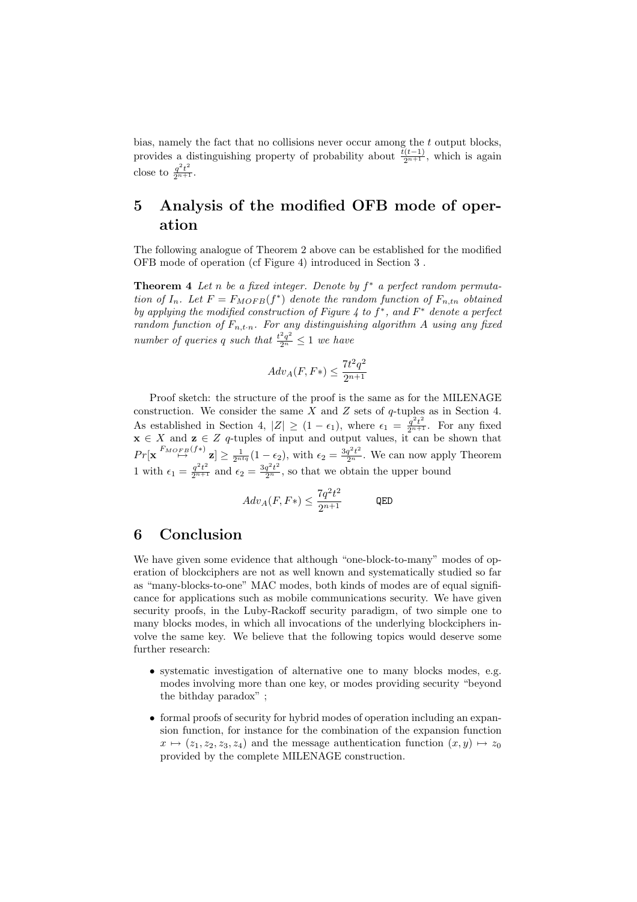bias, namely the fact that no collisions never occur among the $t$ output blocks, provides a distinguishing property of probability about $\frac{t(t-1)}{2^{n+1}}$, which is again close to $\frac{q^2t^2}{2^{n+1}}$.

# 5 Analysis of the modified OFB mode of operation

The following analogue of Theorem 2 above can be established for the modified OFB mode of operation (cf Figure 4) introduced in Section 3 .

**Theorem 4** *Let $n$ be a fixed integer. Denote by $f^*$ a perfect random permutation of $I_n$. Let $F = F_{MOFB}(f^*)$ denote the random function of $F_{n,tn}$ obtained by applying the modified construction of Figure 4 to $f^*$, and $F^*$ denote a perfect random function of $F_{n,t \cdot n}$. For any distinguishing algorithm A using any fixed number of queries $q$ such that $\frac{t^2q^2}{2^n} \leq 1$ we have*

$$Adv_A(F, F*) \leq \frac{7t^2q^2}{2^{n+1}}$$

Proof sketch: the structure of the proof is the same as for the MILENAGE construction. We consider the same $X$ and $Z$ sets of $q$-tuples as in Section 4. As established in Section 4, $|Z| \geq (1 - \epsilon_1)$, where $\epsilon_1 = \frac{q^2t^2}{2^{n+1}}$. For any fixed $\mathbf{x} \in X$ and $\mathbf{z} \in Z$ $q$-tuples of input and output values, it can be shown that $Pr[\mathbf{x} \overset{F_{MOFB}(f^*)}{\mapsto} \mathbf{z}] \geq \frac{1}{2^{ntq}}(1 - \epsilon_2)$, with $\epsilon_2 = \frac{3q^2t^2}{2^n}$. We can now apply Theorem 1 with $\epsilon_1 = \frac{q^2t^2}{2^{n+1}}$ and $\epsilon_2 = \frac{3q^2t^2}{2^n}$, so that we obtain the upper bound

$$Adv_A(F, F*) \leq \frac{7q^2t^2}{2^{n+1}} \qquad \texttt{QED}$$

# 6 Conclusion

We have given some evidence that although "one-block-to-many" modes of operation of blockciphers are not as well known and systematically studied so far as "many-blocks-to-one" MAC modes, both kinds of modes are of equal significance for applications such as mobile communications security. We have given security proofs, in the Luby-Rackoff security paradigm, of two simple one to many blocks modes, in which all invocations of the underlying blockciphers involve the same key. We believe that the following topics would deserve some further research:

- systematic investigation of alternative one to many blocks modes, e.g. modes involving more than one key, or modes providing security "beyond the bithday paradox" ;
- formal proofs of security for hybrid modes of operation including an expansion function, for instance for the combination of the expansion function $x \mapsto (z_1, z_2, z_3, z_4)$ and the message authentication function $(x, y) \mapsto z_0$ provided by the complete MILENAGE construction.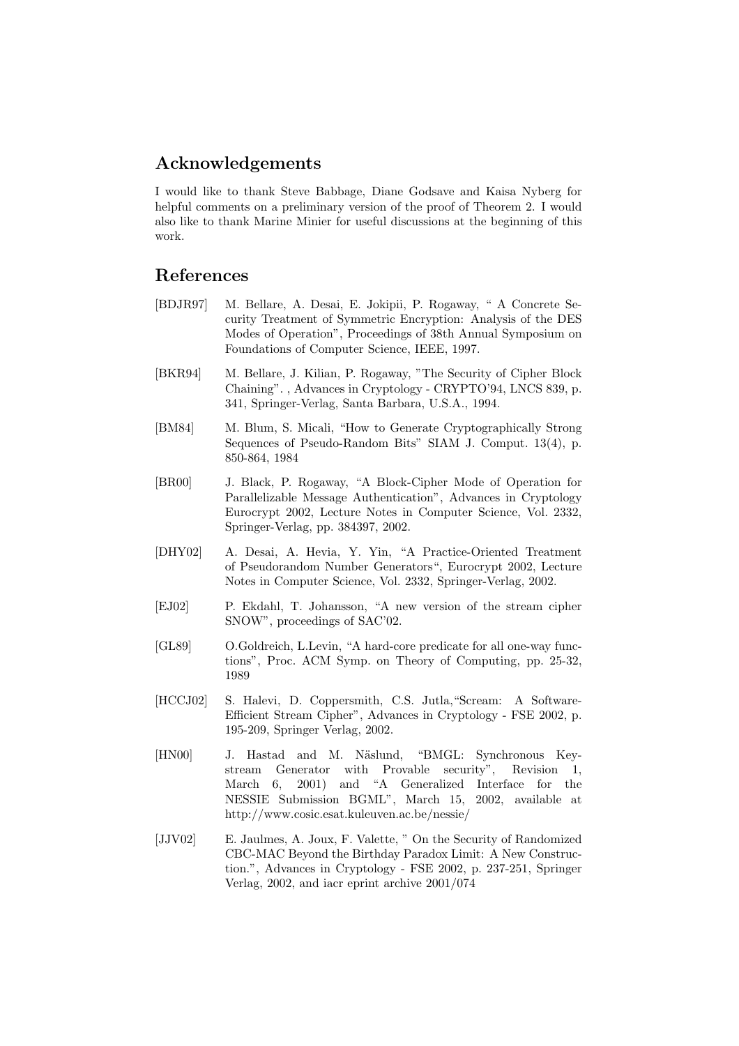## Acknowledgements

I would like to thank Steve Babbage, Diane Godsave and Kaisa Nyberg for helpful comments on a preliminary version of the proof of Theorem 2. I would also like to thank Marine Minier for useful discussions at the beginning of this work.

## References

[BDJR97] M. Bellare, A. Desai, E. Jokipii, P. Rogaway, " A Concrete Security Treatment of Symmetric Encryption: Analysis of the DES Modes of Operation", Proceedings of 38th Annual Symposium on Foundations of Computer Science, IEEE, 1997.

[BKR94] M. Bellare, J. Kilian, P. Rogaway, "The Security of Cipher Block Chaining". , Advances in Cryptology - CRYPTO'94, LNCS 839, p. 341, Springer-Verlag, Santa Barbara, U.S.A., 1994.

[BM84] M. Blum, S. Micali, "How to Generate Cryptographically Strong Sequences of Pseudo-Random Bits" SIAM J. Comput. 13(4), p. 850-864, 1984

[BR00] J. Black, P. Rogaway, "A Block-Cipher Mode of Operation for Parallelizable Message Authentication", Advances in Cryptology Eurocrypt 2002, Lecture Notes in Computer Science, Vol. 2332, Springer-Verlag, pp. 384397, 2002.

[DHY02] A. Desai, A. Hevia, Y. Yin, "A Practice-Oriented Treatment of Pseudorandom Number Generators", Eurocrypt 2002, Lecture Notes in Computer Science, Vol. 2332, Springer-Verlag, 2002.

[EJ02] P. Ekdahl, T. Johansson, "A new version of the stream cipher SNOW", proceedings of SAC'02.

[GL89] O.Goldreich, L.Levin, "A hard-core predicate for all one-way functions", Proc. ACM Symp. on Theory of Computing, pp. 25-32, 1989

[HCCJ02] S. Halevi, D. Coppersmith, C.S. Jutla,"Scream: A Software-Efficient Stream Cipher", Advances in Cryptology - FSE 2002, p. 195-209, Springer Verlag, 2002.

[HN00] J. Hastad and M. Näslund, "BMGL: Synchronous Key-stream Generator with Provable security", Revision 1, March 6, 2001) and "A Generalized Interface for the NESSIE Submission BGML", March 15, 2002, available at http://www.cosic.esat.kuleuven.ac.be/nessie/

[JJV02] E. Jaulmes, A. Joux, F. Valette, " On the Security of Randomized CBC-MAC Beyond the Birthday Paradox Limit: A New Construction.", Advances in Cryptology - FSE 2002, p. 237-251, Springer Verlag, 2002, and iacr eprint archive 2001/074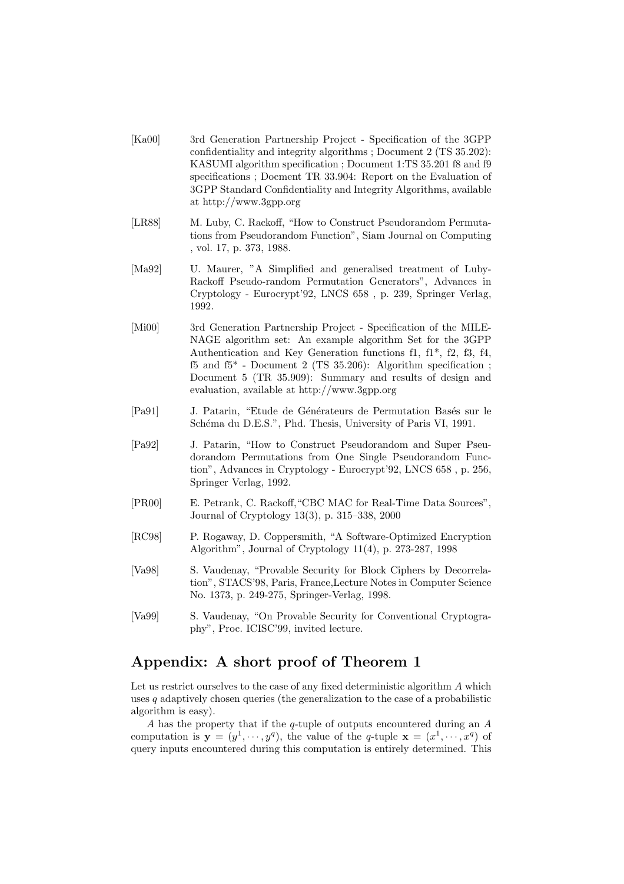[Ka00] 3rd Generation Partnership Project - Specification of the 3GPP confidentiality and integrity algorithms ; Document 2 (TS 35.202): KASUMI algorithm specification ; Document 1:TS 35.201 f8 and f9 specifications ; Docment TR 33.904: Report on the Evaluation of 3GPP Standard Confidentiality and Integrity Algorithms, available at http://www.3gpp.org

[LR88] M. Luby, C. Rackoff, "How to Construct Pseudorandom Permutations from Pseudorandom Function", Siam Journal on Computing , vol. 17, p. 373, 1988.

[Ma92] U. Maurer, "A Simplified and generalised treatment of Luby-Rackoff Pseudo-random Permutation Generators", Advances in Cryptology - Eurocrypt'92, LNCS 658 , p. 239, Springer Verlag, 1992.

[Mi00] 3rd Generation Partnership Project - Specification of the MILENAGE algorithm set: An example algorithm Set for the 3GPP Authentication and Key Generation functions f1, f1*, f2, f3, f4, f5 and f5* - Document 2 (TS 35.206): Algorithm specification ; Document 5 (TR 35.909): Summary and results of design and evaluation, available at http://www.3gpp.org

[Pa91] J. Patarin, "Etude de Générateurs de Permutation Basés sur le Schéma du D.E.S.", Phd. Thesis, University of Paris VI, 1991.

[Pa92] J. Patarin, "How to Construct Pseudorandom and Super Pseudorandom Permutations from One Single Pseudorandom Function", Advances in Cryptology - Eurocrypt'92, LNCS 658 , p. 256, Springer Verlag, 1992.

[PR00] E. Petrank, C. Rackoff,"CBC MAC for Real-Time Data Sources", Journal of Cryptology 13(3), p. 315–338, 2000

[RC98] P. Rogaway, D. Coppersmith, "A Software-Optimized Encryption Algorithm", Journal of Cryptology 11(4), p. 273-287, 1998

[Va98] S. Vaudenay, "Provable Security for Block Ciphers by Decorrelation", STACS'98, Paris, France,Lecture Notes in Computer Science No. 1373, p. 249-275, Springer-Verlag, 1998.

[Va99] S. Vaudenay, "On Provable Security for Conventional Cryptography", Proc. ICISC'99, invited lecture.

## Appendix: A short proof of Theorem 1

Let us restrict ourselves to the case of any fixed deterministic algorithm $A$ which uses $q$ adaptively chosen queries (the generalization to the case of a probabilistic algorithm is easy).

$A$ has the property that if the $q$-tuple of outputs encountered during an $A$ computation is $\mathbf{y} = (y^1, \cdots, y^q)$, the value of the $q$-tuple $\mathbf{x} = (x^1, \cdots, x^q)$ of query inputs encountered during this computation is entirely determined. This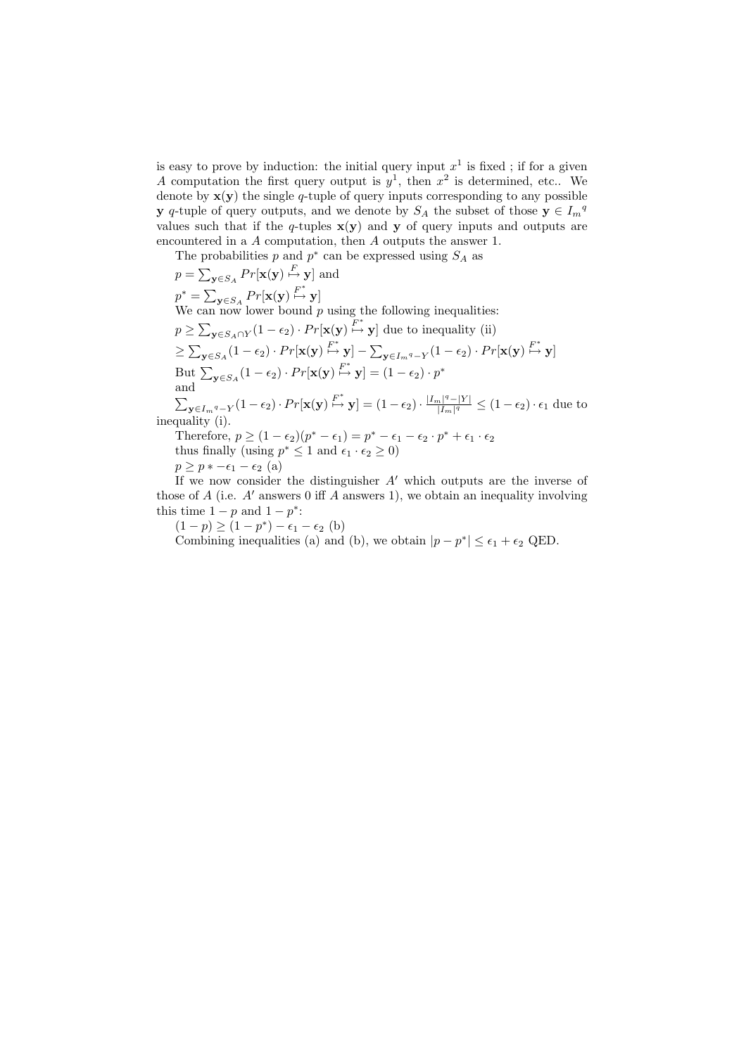is easy to prove by induction: the initial query input $x^1$ is fixed ; if for a given $A$ computation the first query output is $y^1$, then $x^2$ is determined, etc.. We denote by $\mathbf{x}(\mathbf{y})$ the single $q$-tuple of query inputs corresponding to any possible $\mathbf{y}$ $q$-tuple of query outputs, and we denote by $S_A$ the subset of those $\mathbf{y} \in {I_m}^q$ values such that if the $q$-tuples $\mathbf{x}(\mathbf{y})$ and $\mathbf{y}$ of query inputs and outputs are encountered in a $A$ computation, then $A$ outputs the answer 1.

The probabilities $p$ and $p^*$ can be expressed using $S_A$ as

$p = \sum_{\mathbf{y} \in S_A} Pr[\mathbf{x}(\mathbf{y}) \overset{F}{\mapsto} \mathbf{y}]$ and

$p^* = \sum_{\mathbf{y} \in S_A} Pr[\mathbf{x}(\mathbf{y}) \overset{F^*}{\mapsto} \mathbf{y}]$

We can now lower bound $p$ using the following inequalities:

$p \geq \sum_{\mathbf{y} \in S_A \cap Y} (1 - \epsilon_2) \cdot Pr[\mathbf{x}(\mathbf{y}) \overset{F^*}{\mapsto} \mathbf{y}]$ due to inequality (ii)

$\geq \sum_{\mathbf{y} \in S_A} (1 - \epsilon_2) \cdot Pr[\mathbf{x}(\mathbf{y}) \overset{F^*}{\mapsto} \mathbf{y}] - \sum_{\mathbf{y} \in {I_m}^q - Y} (1 - \epsilon_2) \cdot Pr[\mathbf{x}(\mathbf{y}) \overset{F^*}{\mapsto} \mathbf{y}]$

But $\sum_{\mathbf{y} \in S_A} (1 - \epsilon_2) \cdot Pr[\mathbf{x}(\mathbf{y}) \overset{F^*}{\mapsto} \mathbf{y}] = (1 - \epsilon_2) \cdot p^*$

and

$\sum_{\mathbf{y} \in {I_m}^q - Y} (1 - \epsilon_2) \cdot Pr[\mathbf{x}(\mathbf{y}) \overset{F^*}{\mapsto} \mathbf{y}] = (1 - \epsilon_2) \cdot \frac{|I_m|^q - |Y|}{|I_m|^q} \leq (1 - \epsilon_2) \cdot \epsilon_1$ due to inequality (i).

Therefore, $p \geq (1 - \epsilon_2)(p^* - \epsilon_1) = p^* - \epsilon_1 - \epsilon_2 \cdot p^* + \epsilon_1 \cdot \epsilon_2$

thus finally (using $p^* \leq 1$ and $\epsilon_1 \cdot \epsilon_2 \geq 0$)

$p \geq p * - \epsilon_1 - \epsilon_2$ (a)

If we now consider the distinguisher $A'$ which outputs are the inverse of those of $A$ (i.e. $A'$ answers 0 iff $A$ answers 1), we obtain an inequality involving this time $1 - p$ and $1 - p^*$:

$(1 - p) \geq (1 - p^*) - \epsilon_1 - \epsilon_2$ (b)

Combining inequalities (a) and (b), we obtain $|p - p^*| \leq \epsilon_1 + \epsilon_2$ QED.